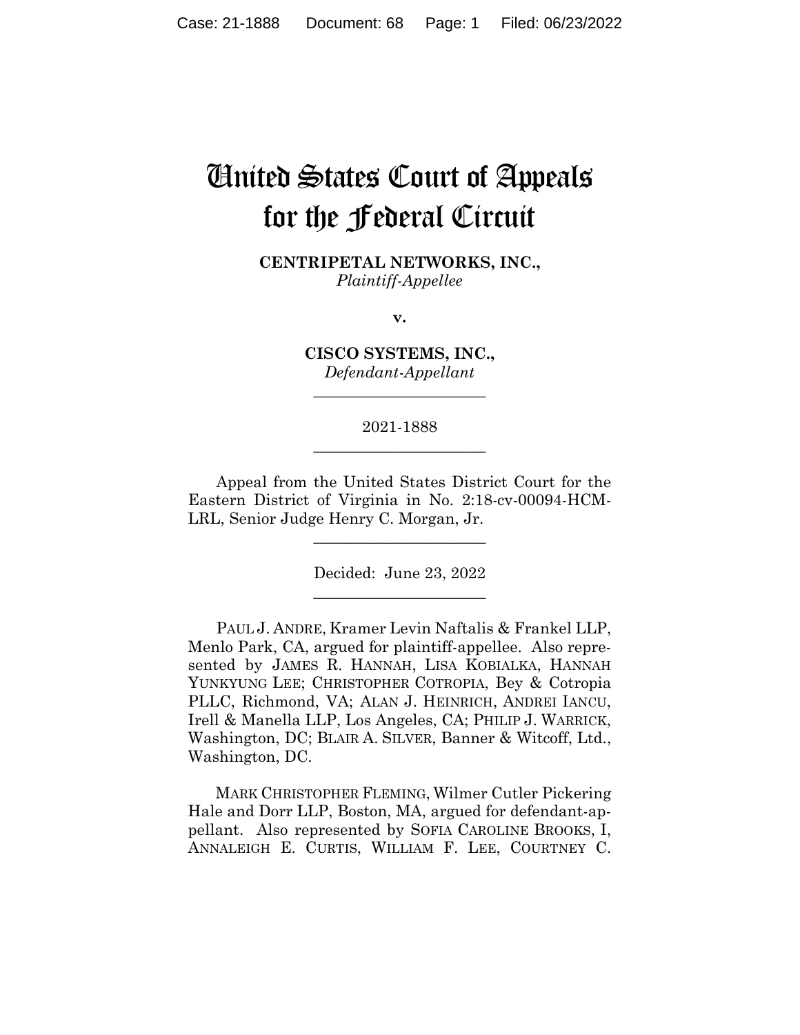# United States Court of Appeals for the Federal Circuit

**CENTRIPETAL NETWORKS, INC.,**
*Plaintiff-Appellee*

**v.**

**CISCO SYSTEMS, INC.,**
*Defendant-Appellant*

---

2021-1888

---

Appeal from the United States District Court for the Eastern District of Virginia in No. 2:18-cv-00094-HCM-LRL, Senior Judge Henry C. Morgan, Jr.

---

Decided: June 23, 2022

---

PAUL J. ANDRE, Kramer Levin Naftalis & Frankel LLP, Menlo Park, CA, argued for plaintiff-appellee. Also represented by JAMES R. HANNAH, LISA KOBIALKA, HANNAH YUNKYUNG LEE; CHRISTOPHER COTROPIA, Bey & Cotropia PLLC, Richmond, VA; ALAN J. HEINRICH, ANDREI IANCU, Irell & Manella LLP, Los Angeles, CA; PHILIP J. WARRICK, Washington, DC; BLAIR A. SILVER, Banner & Witcoff, Ltd., Washington, DC.

MARK CHRISTOPHER FLEMING, Wilmer Cutler Pickering Hale and Dorr LLP, Boston, MA, argued for defendant-appellant. Also represented by SOFIA CAROLINE BROOKS, I, ANNALEIGH E. CURTIS, WILLIAM F. LEE, COURTNEY C.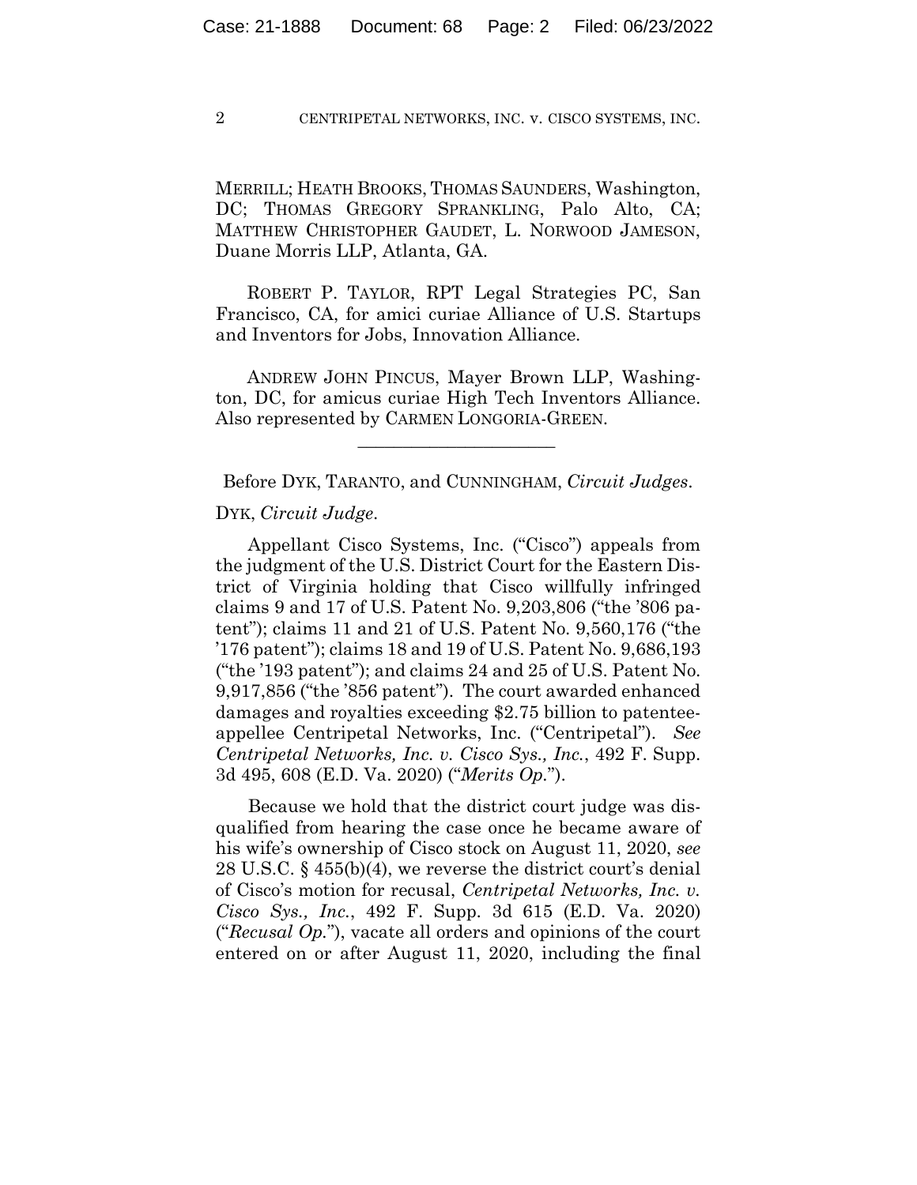MERRILL; HEATH BROOKS, THOMAS SAUNDERS, Washington, DC; THOMAS GREGORY SPRANKLING, Palo Alto, CA; MATTHEW CHRISTOPHER GAUDET, L. NORWOOD JAMESON, Duane Morris LLP, Atlanta, GA.

ROBERT P. TAYLOR, RPT Legal Strategies PC, San Francisco, CA, for amici curiae Alliance of U.S. Startups and Inventors for Jobs, Innovation Alliance.

ANDREW JOHN PINCUS, Mayer Brown LLP, Washington, DC, for amicus curiae High Tech Inventors Alliance. Also represented by CARMEN LONGORIA-GREEN.

---

Before DYK, TARANTO, and CUNNINGHAM, *Circuit Judges*.

DYK, *Circuit Judge*.

Appellant Cisco Systems, Inc. ("Cisco") appeals from the judgment of the U.S. District Court for the Eastern District of Virginia holding that Cisco willfully infringed claims 9 and 17 of U.S. Patent No. 9,203,806 ("the '806 patent"); claims 11 and 21 of U.S. Patent No. 9,560,176 ("the '176 patent"); claims 18 and 19 of U.S. Patent No. 9,686,193 ("the '193 patent"); and claims 24 and 25 of U.S. Patent No. 9,917,856 ("the '856 patent"). The court awarded enhanced damages and royalties exceeding $2.75 billion to patentee-appellee Centripetal Networks, Inc. ("Centripetal"). *See Centripetal Networks, Inc. v. Cisco Sys., Inc.*, 492 F. Supp. 3d 495, 608 (E.D. Va. 2020) ("*Merits Op.*").

Because we hold that the district court judge was disqualified from hearing the case once he became aware of his wife's ownership of Cisco stock on August 11, 2020, *see* 28 U.S.C. § 455(b)(4), we reverse the district court's denial of Cisco's motion for recusal, *Centripetal Networks, Inc. v. Cisco Sys., Inc.*, 492 F. Supp. 3d 615 (E.D. Va. 2020) ("*Recusal Op.*"), vacate all orders and opinions of the court entered on or after August 11, 2020, including the final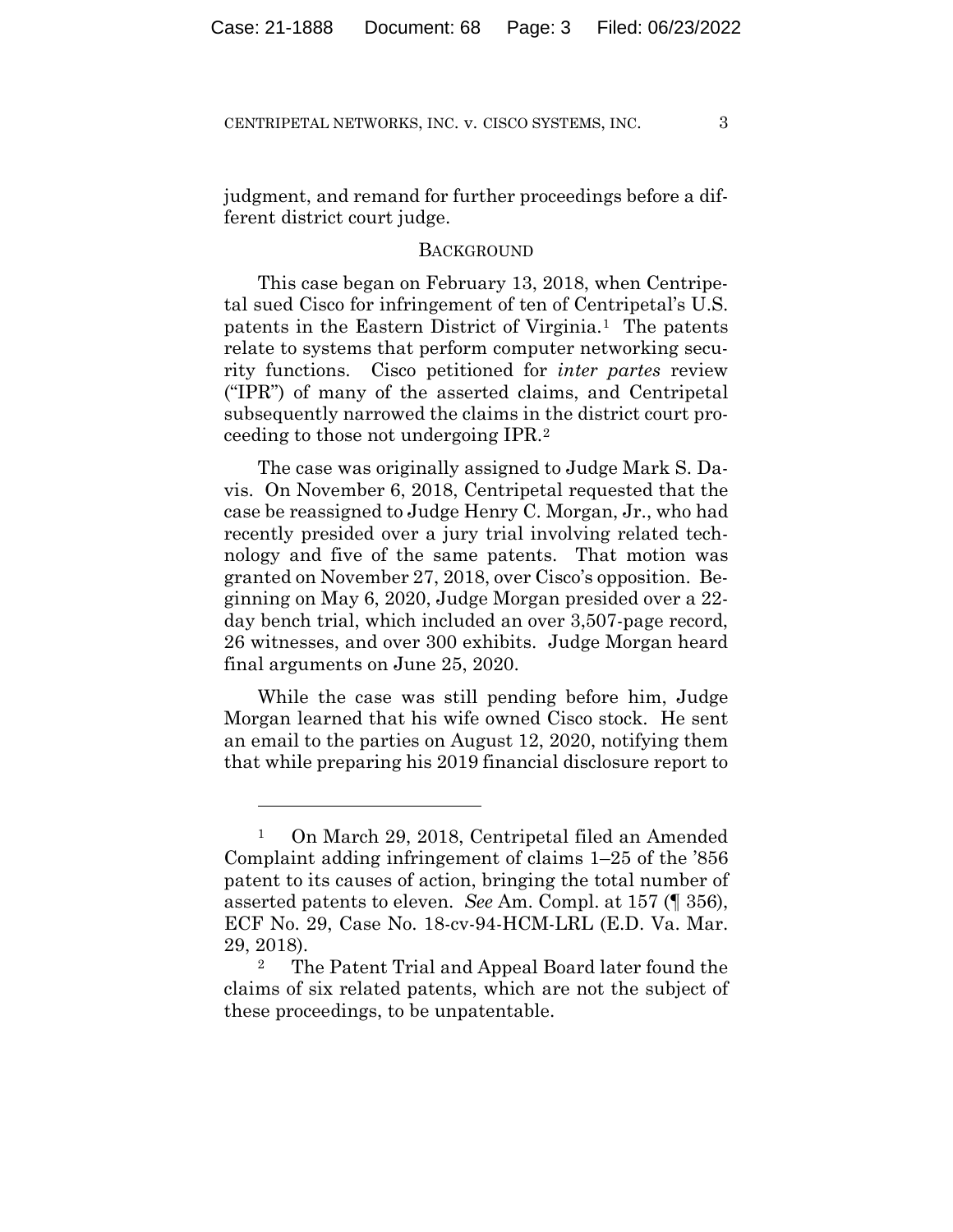judgment, and remand for further proceedings before a different district court judge.

## BACKGROUND

This case began on February 13, 2018, when Centripetal sued Cisco for infringement of ten of Centripetal's U.S. patents in the Eastern District of Virginia.[1] The patents relate to systems that perform computer networking security functions. Cisco petitioned for *inter partes* review ("IPR") of many of the asserted claims, and Centripetal subsequently narrowed the claims in the district court proceeding to those not undergoing IPR.[2]

The case was originally assigned to Judge Mark S. Davis. On November 6, 2018, Centripetal requested that the case be reassigned to Judge Henry C. Morgan, Jr., who had recently presided over a jury trial involving related technology and five of the same patents. That motion was granted on November 27, 2018, over Cisco's opposition. Beginning on May 6, 2020, Judge Morgan presided over a 22-day bench trial, which included an over 3,507-page record, 26 witnesses, and over 300 exhibits. Judge Morgan heard final arguments on June 25, 2020.

While the case was still pending before him, Judge Morgan learned that his wife owned Cisco stock. He sent an email to the parties on August 12, 2020, notifying them that while preparing his 2019 financial disclosure report to

---

[1] On March 29, 2018, Centripetal filed an Amended Complaint adding infringement of claims 1–25 of the '856 patent to its causes of action, bringing the total number of asserted patents to eleven. *See* Am. Compl. at 157 (¶ 356), ECF No. 29, Case No. 18-cv-94-HCM-LRL (E.D. Va. Mar. 29, 2018).

[2] The Patent Trial and Appeal Board later found the claims of six related patents, which are not the subject of these proceedings, to be unpatentable.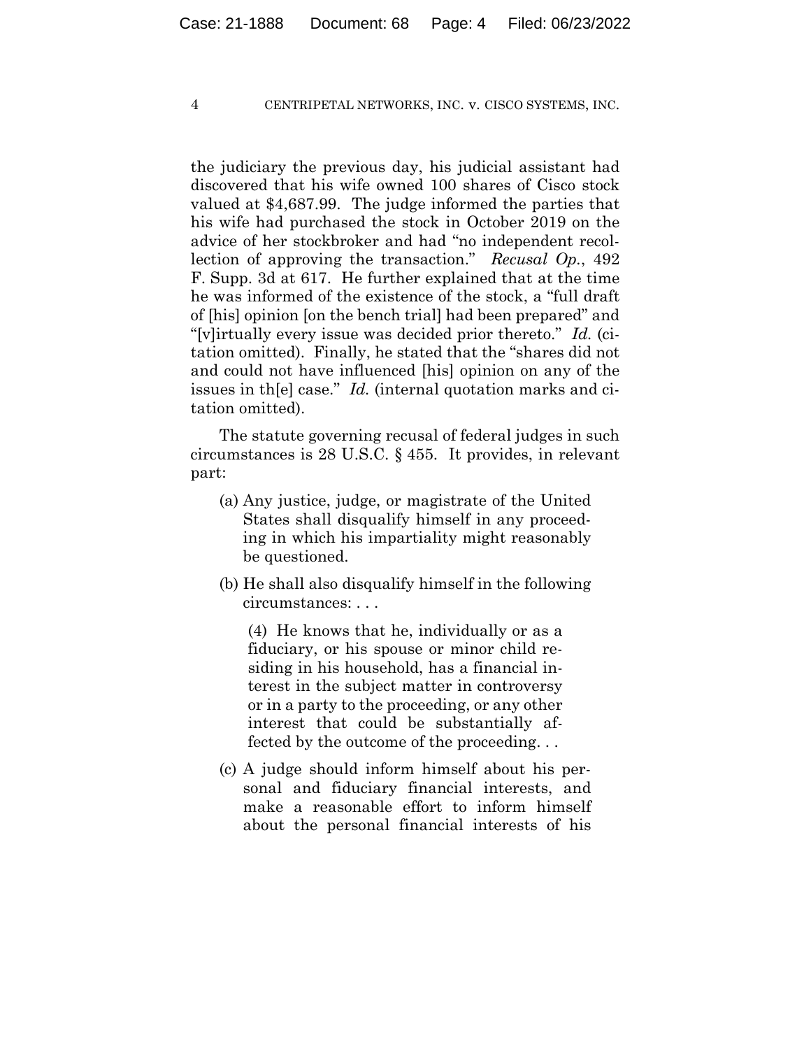the judiciary the previous day, his judicial assistant had discovered that his wife owned 100 shares of Cisco stock valued at $4,687.99. The judge informed the parties that his wife had purchased the stock in October 2019 on the advice of her stockbroker and had "no independent recollection of approving the transaction." *Recusal Op.*, 492 F. Supp. 3d at 617. He further explained that at the time he was informed of the existence of the stock, a "full draft of [his] opinion [on the bench trial] had been prepared" and "[v]irtually every issue was decided prior thereto." *Id.* (citation omitted). Finally, he stated that the "shares did not and could not have influenced [his] opinion on any of the issues in th[e] case." *Id.* (internal quotation marks and citation omitted).

The statute governing recusal of federal judges in such circumstances is 28 U.S.C. § 455. It provides, in relevant part:

> (a) Any justice, judge, or magistrate of the United States shall disqualify himself in any proceeding in which his impartiality might reasonably be questioned.
>
> (b) He shall also disqualify himself in the following circumstances: . . .
>
> > (4) He knows that he, individually or as a fiduciary, or his spouse or minor child residing in his household, has a financial interest in the subject matter in controversy or in a party to the proceeding, or any other interest that could be substantially affected by the outcome of the proceeding. . .
>
> (c) A judge should inform himself about his personal and fiduciary financial interests, and make a reasonable effort to inform himself about the personal financial interests of his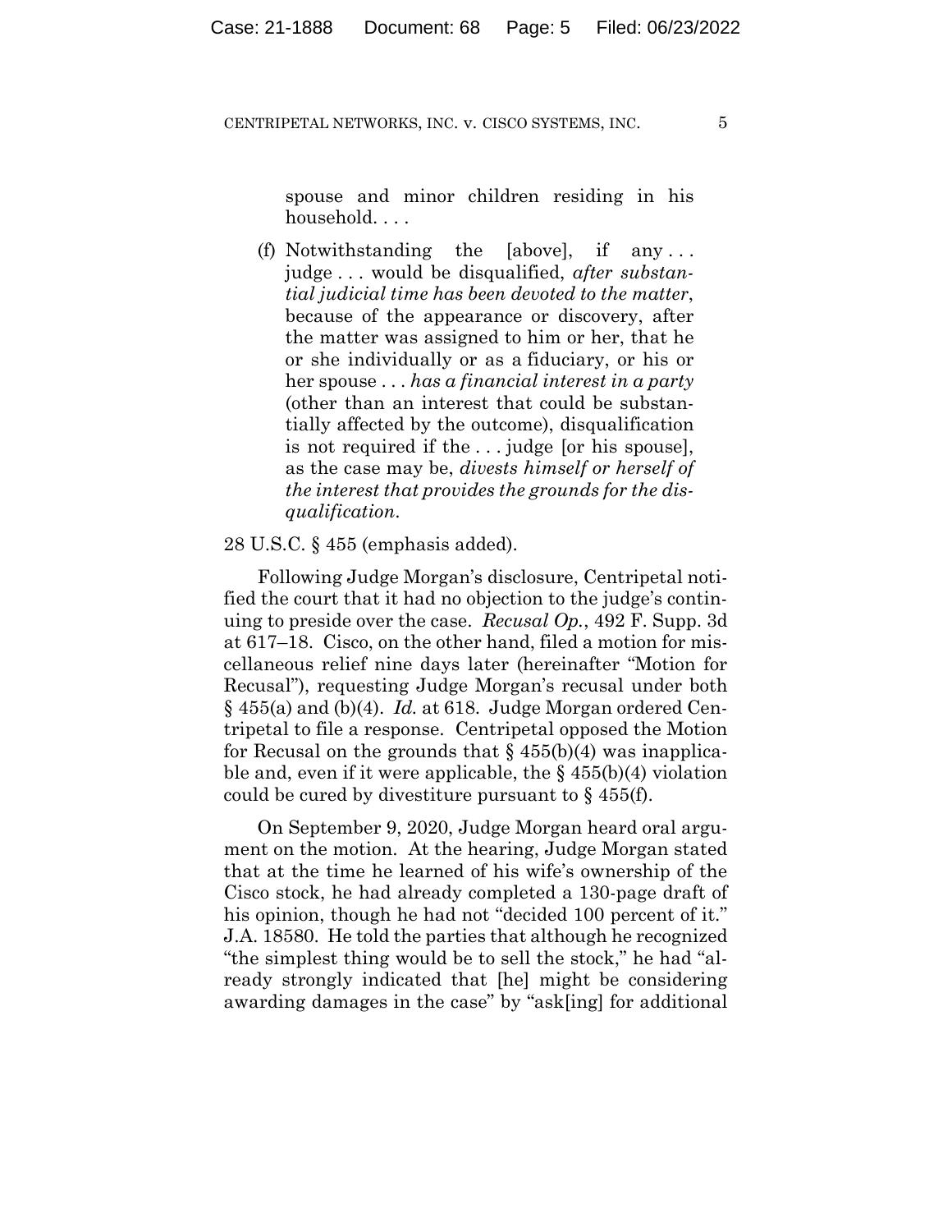> spouse and minor children residing in his household. . . .
>
> (f) Notwithstanding the [above], if any . . . judge . . . would be disqualified, *after substantial judicial time has been devoted to the matter*, because of the appearance or discovery, after the matter was assigned to him or her, that he or she individually or as a fiduciary, or his or her spouse . . . *has a financial interest in a party* (other than an interest that could be substantially affected by the outcome), disqualification is not required if the . . . judge [or his spouse], as the case may be, *divests himself or herself of the interest that provides the grounds for the disqualification*.

28 U.S.C. § 455 (emphasis added).

Following Judge Morgan's disclosure, Centripetal notified the court that it had no objection to the judge's continuing to preside over the case. *Recusal Op.*, 492 F. Supp. 3d at 617–18. Cisco, on the other hand, filed a motion for miscellaneous relief nine days later (hereinafter "Motion for Recusal"), requesting Judge Morgan's recusal under both § 455(a) and (b)(4). *Id.* at 618. Judge Morgan ordered Centripetal to file a response. Centripetal opposed the Motion for Recusal on the grounds that § 455(b)(4) was inapplicable and, even if it were applicable, the § 455(b)(4) violation could be cured by divestiture pursuant to § 455(f).

On September 9, 2020, Judge Morgan heard oral argument on the motion. At the hearing, Judge Morgan stated that at the time he learned of his wife's ownership of the Cisco stock, he had already completed a 130-page draft of his opinion, though he had not "decided 100 percent of it." J.A. 18580. He told the parties that although he recognized "the simplest thing would be to sell the stock," he had "already strongly indicated that [he] might be considering awarding damages in the case" by "ask[ing] for additional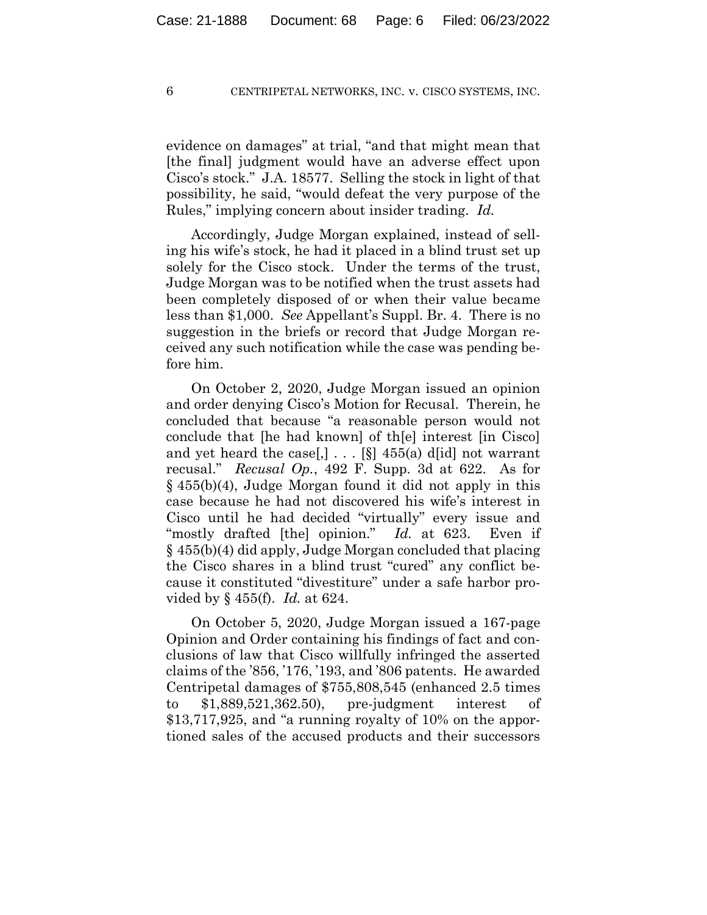evidence on damages" at trial, "and that might mean that [the final] judgment would have an adverse effect upon Cisco's stock." J.A. 18577. Selling the stock in light of that possibility, he said, "would defeat the very purpose of the Rules," implying concern about insider trading. *Id.*

Accordingly, Judge Morgan explained, instead of selling his wife's stock, he had it placed in a blind trust set up solely for the Cisco stock. Under the terms of the trust, Judge Morgan was to be notified when the trust assets had been completely disposed of or when their value became less than $1,000. *See* Appellant's Suppl. Br. 4. There is no suggestion in the briefs or record that Judge Morgan received any such notification while the case was pending before him.

On October 2, 2020, Judge Morgan issued an opinion and order denying Cisco's Motion for Recusal. Therein, he concluded that because "a reasonable person would not conclude that [he had known] of th[e] interest [in Cisco] and yet heard the case[,] . . . [§] 455(a) d[id] not warrant recusal." *Recusal Op.*, 492 F. Supp. 3d at 622. As for § 455(b)(4), Judge Morgan found it did not apply in this case because he had not discovered his wife's interest in Cisco until he had decided "virtually" every issue and "mostly drafted [the] opinion." *Id.* at 623. Even if § 455(b)(4) did apply, Judge Morgan concluded that placing the Cisco shares in a blind trust "cured" any conflict because it constituted "divestiture" under a safe harbor provided by § 455(f). *Id.* at 624.

On October 5, 2020, Judge Morgan issued a 167-page Opinion and Order containing his findings of fact and conclusions of law that Cisco willfully infringed the asserted claims of the '856, '176, '193, and '806 patents. He awarded Centripetal damages of $755,808,545 (enhanced 2.5 times to $1,889,521,362.50), pre-judgment interest of $13,717,925, and "a running royalty of 10% on the apportioned sales of the accused products and their successors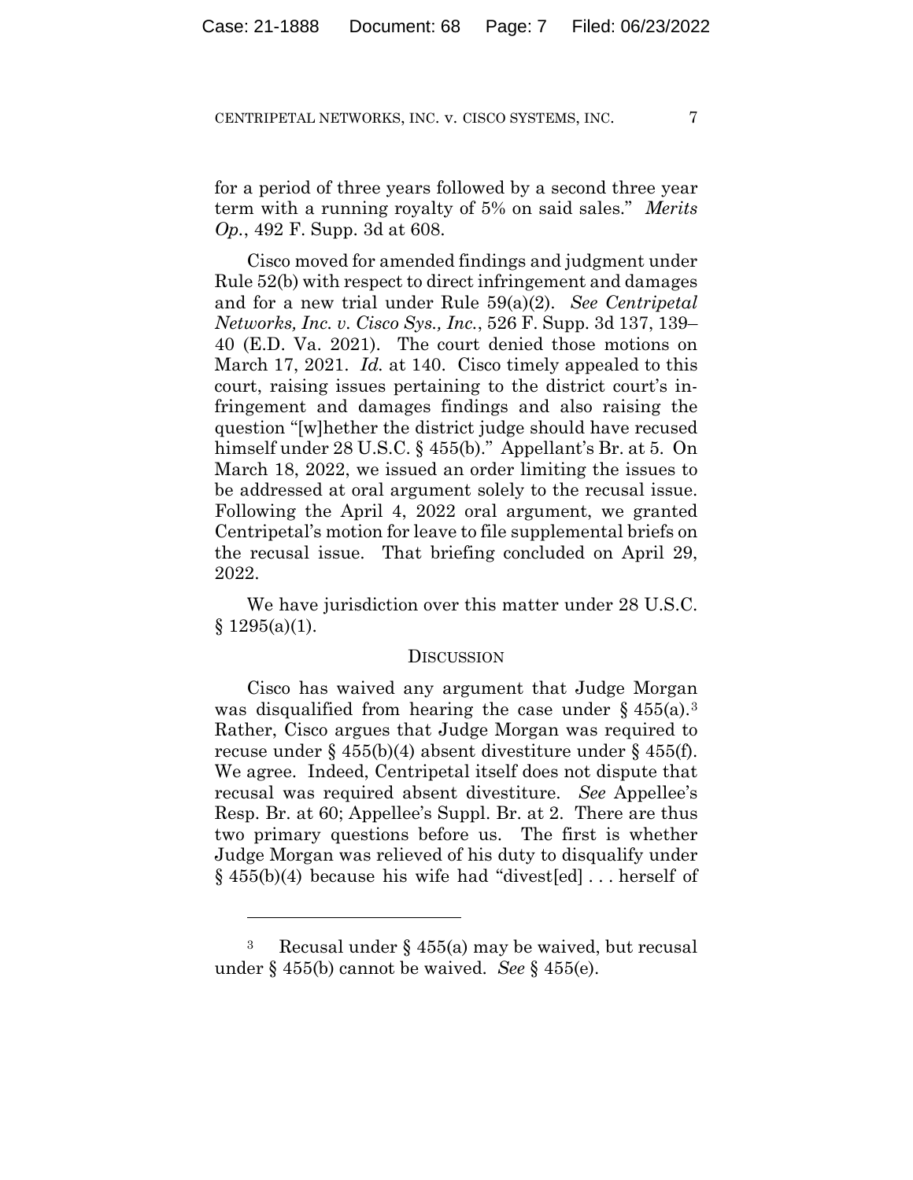for a period of three years followed by a second three year term with a running royalty of 5% on said sales." *Merits Op.*, 492 F. Supp. 3d at 608.

Cisco moved for amended findings and judgment under Rule 52(b) with respect to direct infringement and damages and for a new trial under Rule 59(a)(2). *See Centripetal Networks, Inc. v. Cisco Sys., Inc.*, 526 F. Supp. 3d 137, 139–40 (E.D. Va. 2021). The court denied those motions on March 17, 2021. *Id.* at 140. Cisco timely appealed to this court, raising issues pertaining to the district court's infringement and damages findings and also raising the question "[w]hether the district judge should have recused himself under 28 U.S.C. § 455(b)." Appellant's Br. at 5. On March 18, 2022, we issued an order limiting the issues to be addressed at oral argument solely to the recusal issue. Following the April 4, 2022 oral argument, we granted Centripetal's motion for leave to file supplemental briefs on the recusal issue. That briefing concluded on April 29, 2022.

We have jurisdiction over this matter under 28 U.S.C. § 1295(a)(1).

## DISCUSSION

Cisco has waived any argument that Judge Morgan was disqualified from hearing the case under § 455(a).[3] Rather, Cisco argues that Judge Morgan was required to recuse under § 455(b)(4) absent divestiture under § 455(f). We agree. Indeed, Centripetal itself does not dispute that recusal was required absent divestiture. *See* Appellee's Resp. Br. at 60; Appellee's Suppl. Br. at 2. There are thus two primary questions before us. The first is whether Judge Morgan was relieved of his duty to disqualify under § 455(b)(4) because his wife had "divest[ed] . . . herself of

[3] Recusal under § 455(a) may be waived, but recusal under § 455(b) cannot be waived. *See* § 455(e).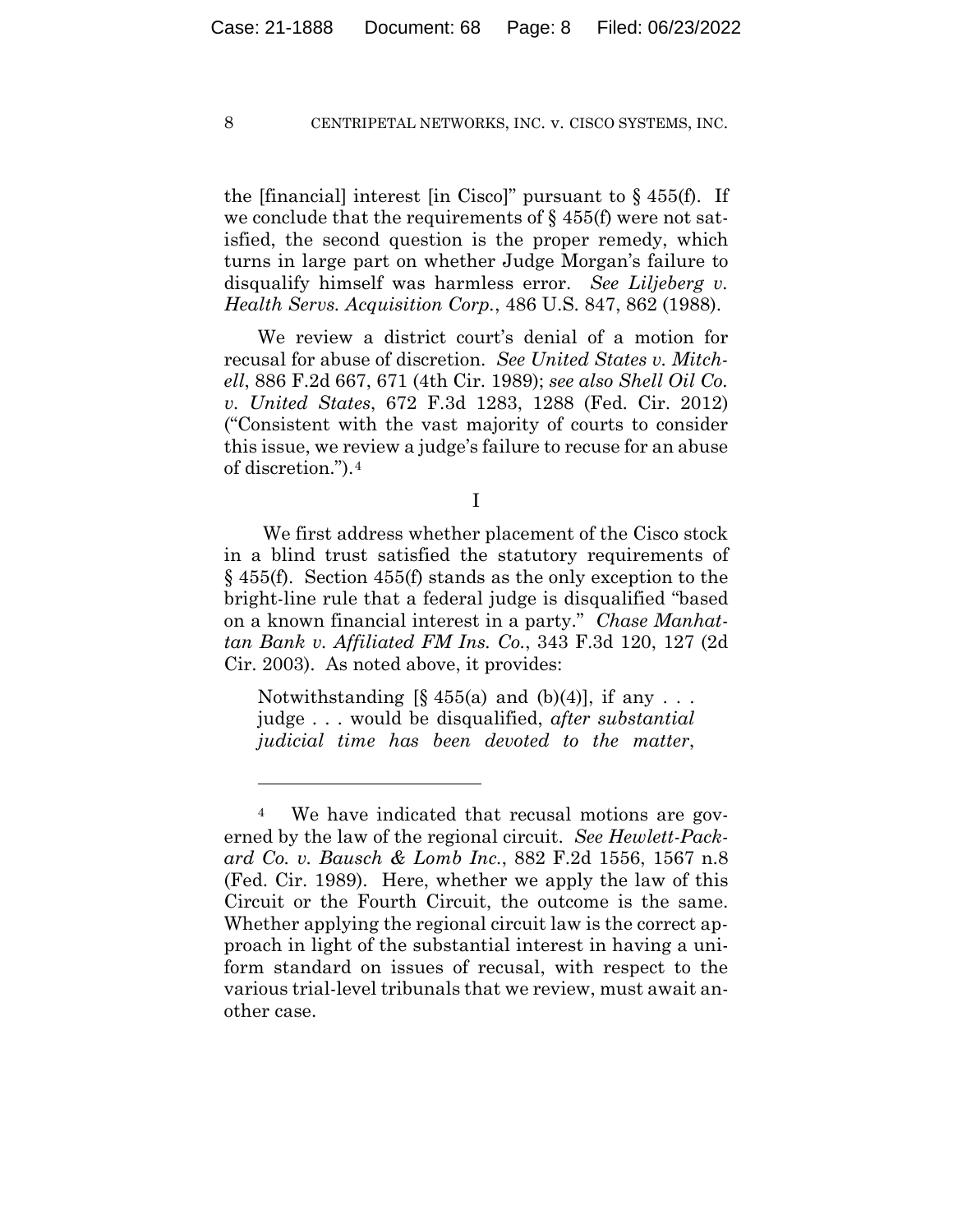the [financial] interest [in Cisco]" pursuant to § 455(f). If we conclude that the requirements of § 455(f) were not satisfied, the second question is the proper remedy, which turns in large part on whether Judge Morgan's failure to disqualify himself was harmless error. *See Liljeberg v. Health Servs. Acquisition Corp.*, 486 U.S. 847, 862 (1988).

We review a district court's denial of a motion for recusal for abuse of discretion. *See United States v. Mitchell*, 886 F.2d 667, 671 (4th Cir. 1989); *see also Shell Oil Co. v. United States*, 672 F.3d 1283, 1288 (Fed. Cir. 2012) ("Consistent with the vast majority of courts to consider this issue, we review a judge's failure to recuse for an abuse of discretion.").[4]

I

We first address whether placement of the Cisco stock in a blind trust satisfied the statutory requirements of § 455(f). Section 455(f) stands as the only exception to the bright-line rule that a federal judge is disqualified "based on a known financial interest in a party." *Chase Manhattan Bank v. Affiliated FM Ins. Co.*, 343 F.3d 120, 127 (2d Cir. 2003). As noted above, it provides:

> Notwithstanding [§ 455(a) and (b)(4)], if any . . . judge . . . would be disqualified, *after substantial judicial time has been devoted to the matter*,

---

[4] We have indicated that recusal motions are governed by the law of the regional circuit. *See Hewlett-Packard Co. v. Bausch & Lomb Inc.*, 882 F.2d 1556, 1567 n.8 (Fed. Cir. 1989). Here, whether we apply the law of this Circuit or the Fourth Circuit, the outcome is the same. Whether applying the regional circuit law is the correct approach in light of the substantial interest in having a uniform standard on issues of recusal, with respect to the various trial-level tribunals that we review, must await another case.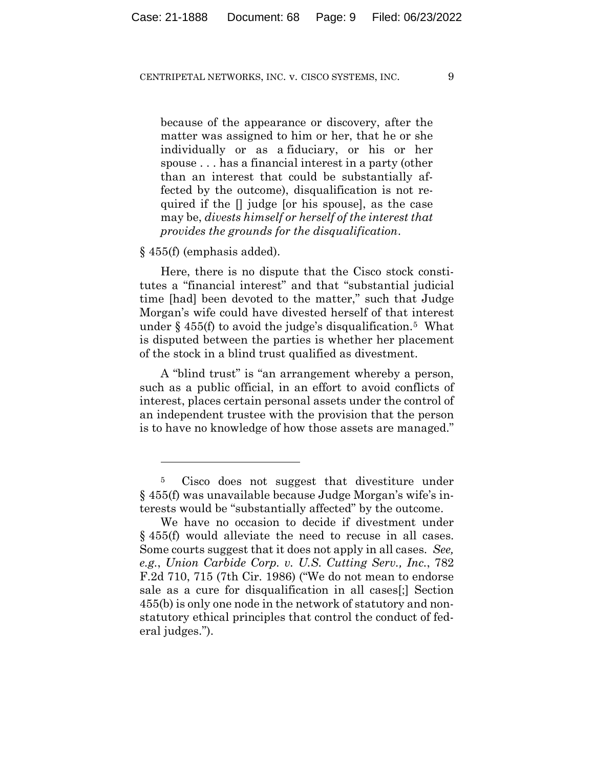> because of the appearance or discovery, after the matter was assigned to him or her, that he or she individually or as a fiduciary, or his or her spouse . . . has a financial interest in a party (other than an interest that could be substantially affected by the outcome), disqualification is not required if the [] judge [or his spouse], as the case may be, *divests himself or herself of the interest that provides the grounds for the disqualification*.

§ 455(f) (emphasis added).

Here, there is no dispute that the Cisco stock constitutes a "financial interest" and that "substantial judicial time [had] been devoted to the matter," such that Judge Morgan's wife could have divested herself of that interest under § 455(f) to avoid the judge's disqualification.[5] What is disputed between the parties is whether her placement of the stock in a blind trust qualified as divestment.

A "blind trust" is "an arrangement whereby a person, such as a public official, in an effort to avoid conflicts of interest, places certain personal assets under the control of an independent trustee with the provision that the person is to have no knowledge of how those assets are managed."

---

[5] Cisco does not suggest that divestiture under § 455(f) was unavailable because Judge Morgan's wife's interests would be "substantially affected" by the outcome.

We have no occasion to decide if divestment under § 455(f) would alleviate the need to recuse in all cases. Some courts suggest that it does not apply in all cases. *See, e.g.*, *Union Carbide Corp. v. U.S. Cutting Serv., Inc.*, 782 F.2d 710, 715 (7th Cir. 1986) ("We do not mean to endorse sale as a cure for disqualification in all cases[;] Section 455(b) is only one node in the network of statutory and nonstatutory ethical principles that control the conduct of federal judges.").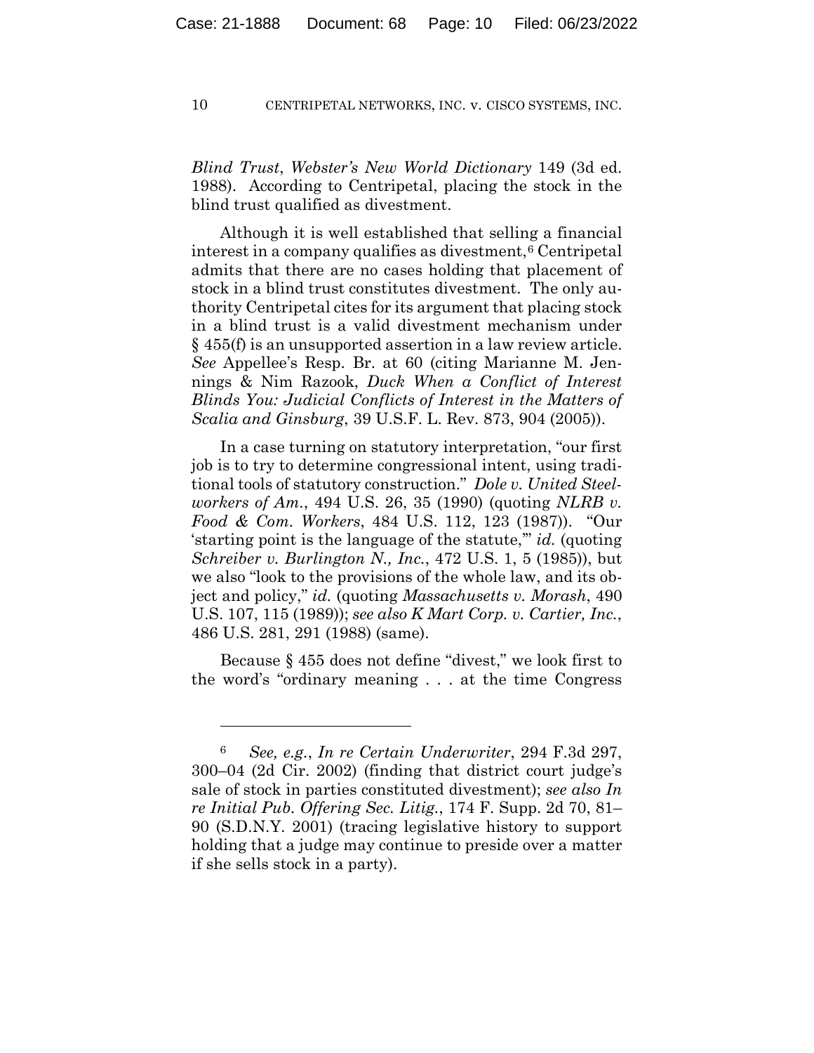*Blind Trust*, *Webster's New World Dictionary* 149 (3d ed. 1988). According to Centripetal, placing the stock in the blind trust qualified as divestment.

Although it is well established that selling a financial interest in a company qualifies as divestment,[6] Centripetal admits that there are no cases holding that placement of stock in a blind trust constitutes divestment. The only authority Centripetal cites for its argument that placing stock in a blind trust is a valid divestment mechanism under § 455(f) is an unsupported assertion in a law review article. *See* Appellee's Resp. Br. at 60 (citing Marianne M. Jennings & Nim Razook, *Duck When a Conflict of Interest Blinds You: Judicial Conflicts of Interest in the Matters of Scalia and Ginsburg*, 39 U.S.F. L. Rev. 873, 904 (2005)).

In a case turning on statutory interpretation, "our first job is to try to determine congressional intent, using traditional tools of statutory construction." *Dole v. United Steelworkers of Am.*, 494 U.S. 26, 35 (1990) (quoting *NLRB v. Food & Com. Workers*, 484 U.S. 112, 123 (1987)). "Our 'starting point is the language of the statute,'" *id.* (quoting *Schreiber v. Burlington N., Inc.*, 472 U.S. 1, 5 (1985)), but we also "look to the provisions of the whole law, and its object and policy," *id.* (quoting *Massachusetts v. Morash*, 490 U.S. 107, 115 (1989)); *see also K Mart Corp. v. Cartier, Inc.*, 486 U.S. 281, 291 (1988) (same).

Because § 455 does not define "divest," we look first to the word's "ordinary meaning . . . at the time Congress

---

[6] *See, e.g.*, *In re Certain Underwriter*, 294 F.3d 297, 300–04 (2d Cir. 2002) (finding that district court judge's sale of stock in parties constituted divestment); *see also In re Initial Pub. Offering Sec. Litig.*, 174 F. Supp. 2d 70, 81–90 (S.D.N.Y. 2001) (tracing legislative history to support holding that a judge may continue to preside over a matter if she sells stock in a party).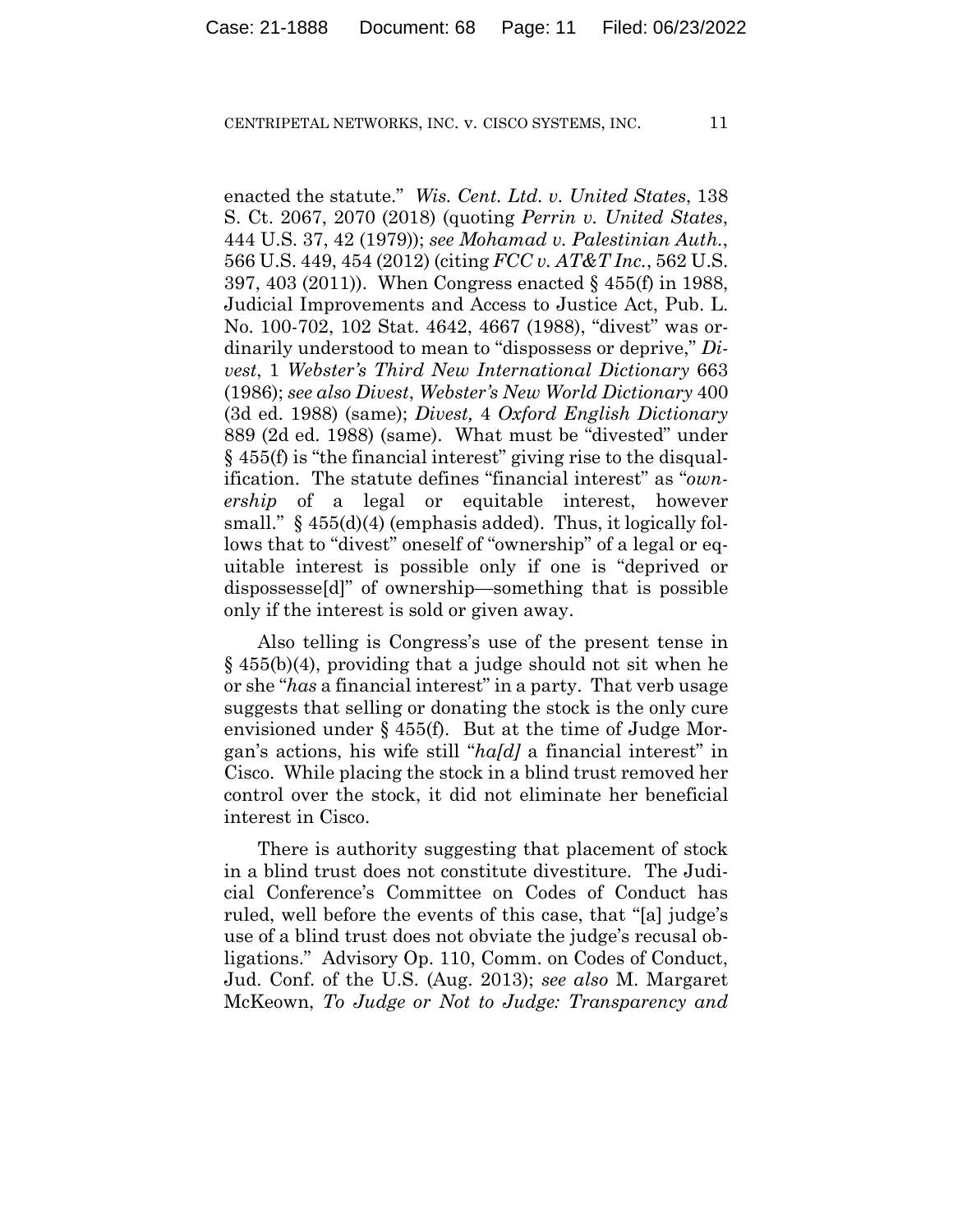enacted the statute." *Wis. Cent. Ltd. v. United States*, 138 S. Ct. 2067, 2070 (2018) (quoting *Perrin v. United States*, 444 U.S. 37, 42 (1979)); *see Mohamad v. Palestinian Auth.*, 566 U.S. 449, 454 (2012) (citing *FCC v. AT&T Inc.*, 562 U.S. 397, 403 (2011)). When Congress enacted § 455(f) in 1988, Judicial Improvements and Access to Justice Act, Pub. L. No. 100-702, 102 Stat. 4642, 4667 (1988), "divest" was ordinarily understood to mean to "dispossess or deprive," *Divest*, 1 *Webster's Third New International Dictionary* 663 (1986); *see also Divest*, *Webster's New World Dictionary* 400 (3d ed. 1988) (same); *Divest,* 4 *Oxford English Dictionary* 889 (2d ed. 1988) (same). What must be "divested" under § 455(f) is "the financial interest" giving rise to the disqualification. The statute defines "financial interest" as "*ownership* of a legal or equitable interest, however small." § 455(d)(4) (emphasis added). Thus, it logically follows that to "divest" oneself of "ownership" of a legal or equitable interest is possible only if one is "deprived or dispossesse[d]" of ownership—something that is possible only if the interest is sold or given away.

Also telling is Congress's use of the present tense in § 455(b)(4), providing that a judge should not sit when he or she "*has* a financial interest" in a party. That verb usage suggests that selling or donating the stock is the only cure envisioned under § 455(f). But at the time of Judge Morgan's actions, his wife still "*ha[d]* a financial interest" in Cisco. While placing the stock in a blind trust removed her control over the stock, it did not eliminate her beneficial interest in Cisco.

There is authority suggesting that placement of stock in a blind trust does not constitute divestiture. The Judicial Conference's Committee on Codes of Conduct has ruled, well before the events of this case, that "[a] judge's use of a blind trust does not obviate the judge's recusal obligations." Advisory Op. 110, Comm. on Codes of Conduct, Jud. Conf. of the U.S. (Aug. 2013); *see also* M. Margaret McKeown, *To Judge or Not to Judge: Transparency and*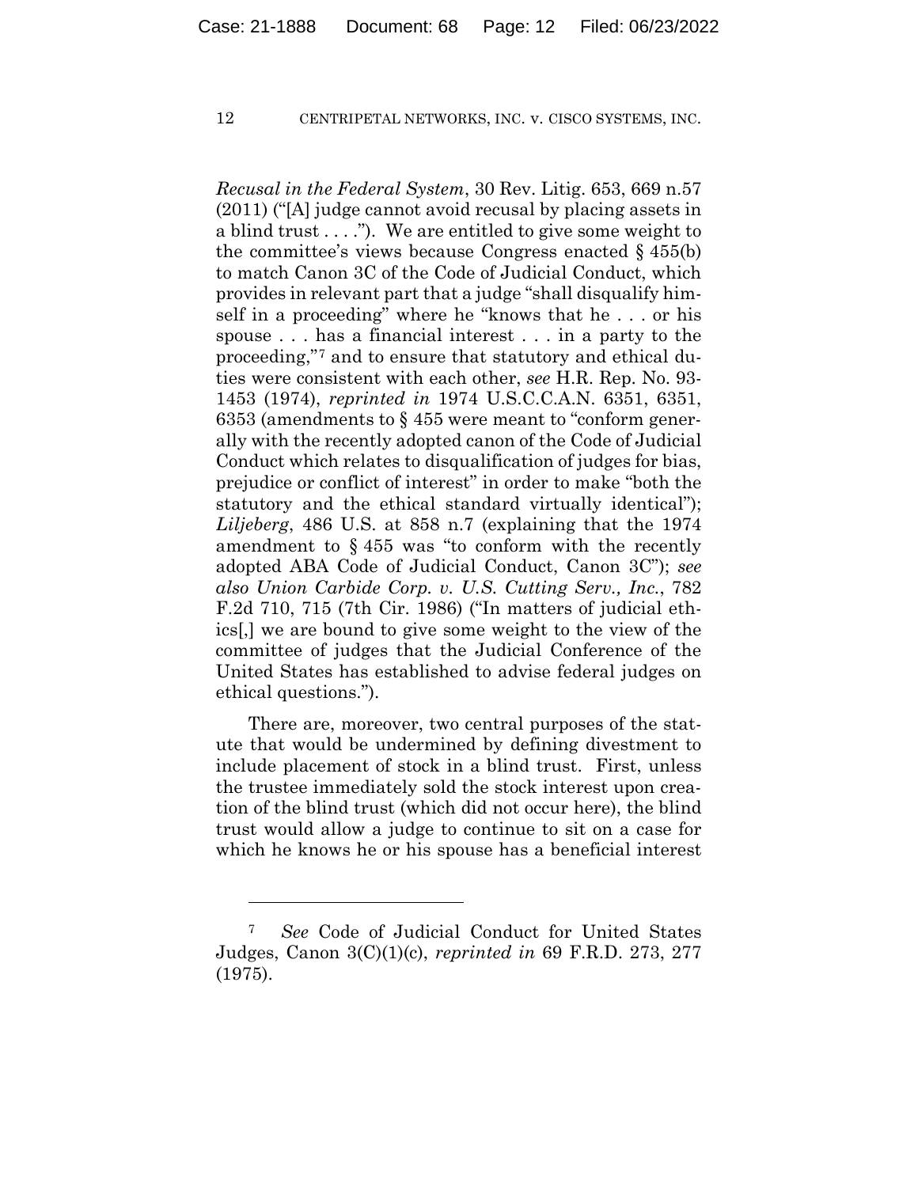*Recusal in the Federal System*, 30 Rev. Litig. 653, 669 n.57 (2011) ("[A] judge cannot avoid recusal by placing assets in a blind trust . . . ."). We are entitled to give some weight to the committee's views because Congress enacted § 455(b) to match Canon 3C of the Code of Judicial Conduct, which provides in relevant part that a judge "shall disqualify himself in a proceeding" where he "knows that he . . . or his spouse . . . has a financial interest . . . in a party to the proceeding,"[7] and to ensure that statutory and ethical duties were consistent with each other, *see* H.R. Rep. No. 93-1453 (1974), *reprinted in* 1974 U.S.C.C.A.N. 6351, 6351, 6353 (amendments to § 455 were meant to "conform generally with the recently adopted canon of the Code of Judicial Conduct which relates to disqualification of judges for bias, prejudice or conflict of interest" in order to make "both the statutory and the ethical standard virtually identical"); *Liljeberg*, 486 U.S. at 858 n.7 (explaining that the 1974 amendment to § 455 was "to conform with the recently adopted ABA Code of Judicial Conduct, Canon 3C"); *see also Union Carbide Corp. v. U.S. Cutting Serv., Inc.*, 782 F.2d 710, 715 (7th Cir. 1986) ("In matters of judicial ethics[,] we are bound to give some weight to the view of the committee of judges that the Judicial Conference of the United States has established to advise federal judges on ethical questions.").

There are, moreover, two central purposes of the statute that would be undermined by defining divestment to include placement of stock in a blind trust. First, unless the trustee immediately sold the stock interest upon creation of the blind trust (which did not occur here), the blind trust would allow a judge to continue to sit on a case for which he knows he or his spouse has a beneficial interest

[7] *See* Code of Judicial Conduct for United States Judges, Canon 3(C)(1)(c), *reprinted in* 69 F.R.D. 273, 277 (1975).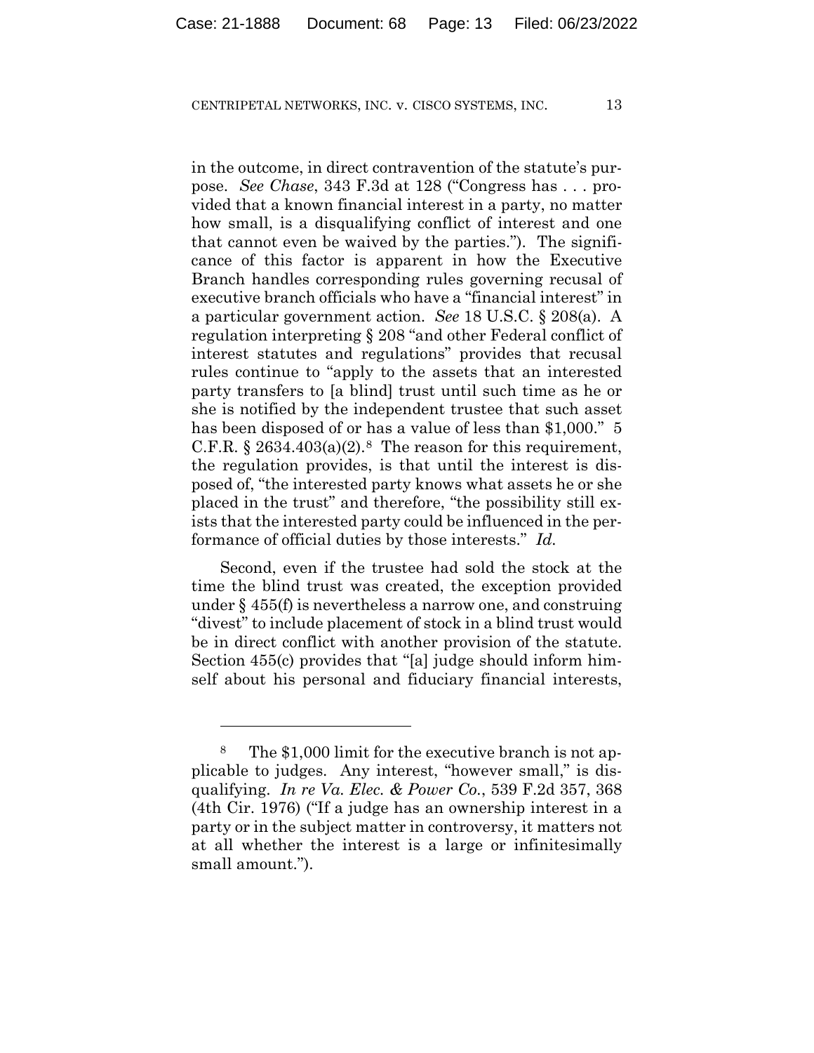in the outcome, in direct contravention of the statute's purpose. *See Chase*, 343 F.3d at 128 ("Congress has . . . provided that a known financial interest in a party, no matter how small, is a disqualifying conflict of interest and one that cannot even be waived by the parties."). The significance of this factor is apparent in how the Executive Branch handles corresponding rules governing recusal of executive branch officials who have a "financial interest" in a particular government action. *See* 18 U.S.C. § 208(a). A regulation interpreting § 208 "and other Federal conflict of interest statutes and regulations" provides that recusal rules continue to "apply to the assets that an interested party transfers to [a blind] trust until such time as he or she is notified by the independent trustee that such asset has been disposed of or has a value of less than $1,000." 5 C.F.R. § 2634.403(a)(2).[8] The reason for this requirement, the regulation provides, is that until the interest is disposed of, "the interested party knows what assets he or she placed in the trust" and therefore, "the possibility still exists that the interested party could be influenced in the performance of official duties by those interests." *Id.*

Second, even if the trustee had sold the stock at the time the blind trust was created, the exception provided under § 455(f) is nevertheless a narrow one, and construing "divest" to include placement of stock in a blind trust would be in direct conflict with another provision of the statute. Section 455(c) provides that "[a] judge should inform himself about his personal and fiduciary financial interests,

---

[8] The $1,000 limit for the executive branch is not applicable to judges. Any interest, "however small," is disqualifying. *In re Va. Elec. & Power Co.*, 539 F.2d 357, 368 (4th Cir. 1976) ("If a judge has an ownership interest in a party or in the subject matter in controversy, it matters not at all whether the interest is a large or infinitesimally small amount.").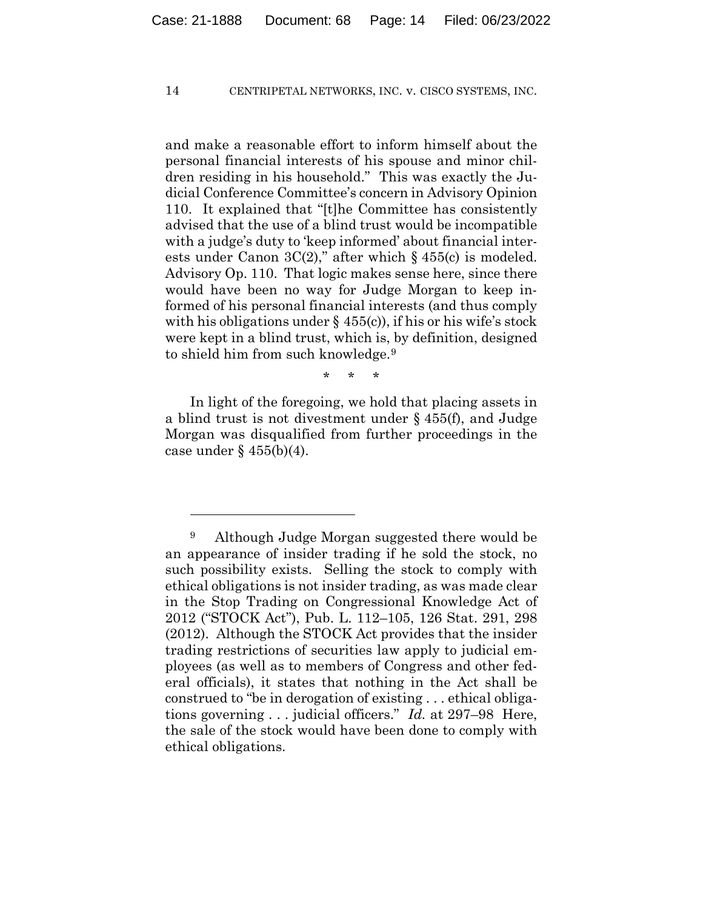and make a reasonable effort to inform himself about the personal financial interests of his spouse and minor children residing in his household." This was exactly the Judicial Conference Committee's concern in Advisory Opinion 110. It explained that "[t]he Committee has consistently advised that the use of a blind trust would be incompatible with a judge's duty to 'keep informed' about financial interests under Canon 3C(2)," after which § 455(c) is modeled. Advisory Op. 110. That logic makes sense here, since there would have been no way for Judge Morgan to keep informed of his personal financial interests (and thus comply with his obligations under § 455(c)), if his or his wife's stock were kept in a blind trust, which is, by definition, designed to shield him from such knowledge.[9]

\* \* \*

In light of the foregoing, we hold that placing assets in a blind trust is not divestment under § 455(f), and Judge Morgan was disqualified from further proceedings in the case under § 455(b)(4).

---

[9] Although Judge Morgan suggested there would be an appearance of insider trading if he sold the stock, no such possibility exists. Selling the stock to comply with ethical obligations is not insider trading, as was made clear in the Stop Trading on Congressional Knowledge Act of 2012 ("STOCK Act"), Pub. L. 112–105, 126 Stat. 291, 298 (2012). Although the STOCK Act provides that the insider trading restrictions of securities law apply to judicial employees (as well as to members of Congress and other federal officials), it states that nothing in the Act shall be construed to "be in derogation of existing . . . ethical obligations governing . . . judicial officers." *Id.* at 297–98 Here, the sale of the stock would have been done to comply with ethical obligations.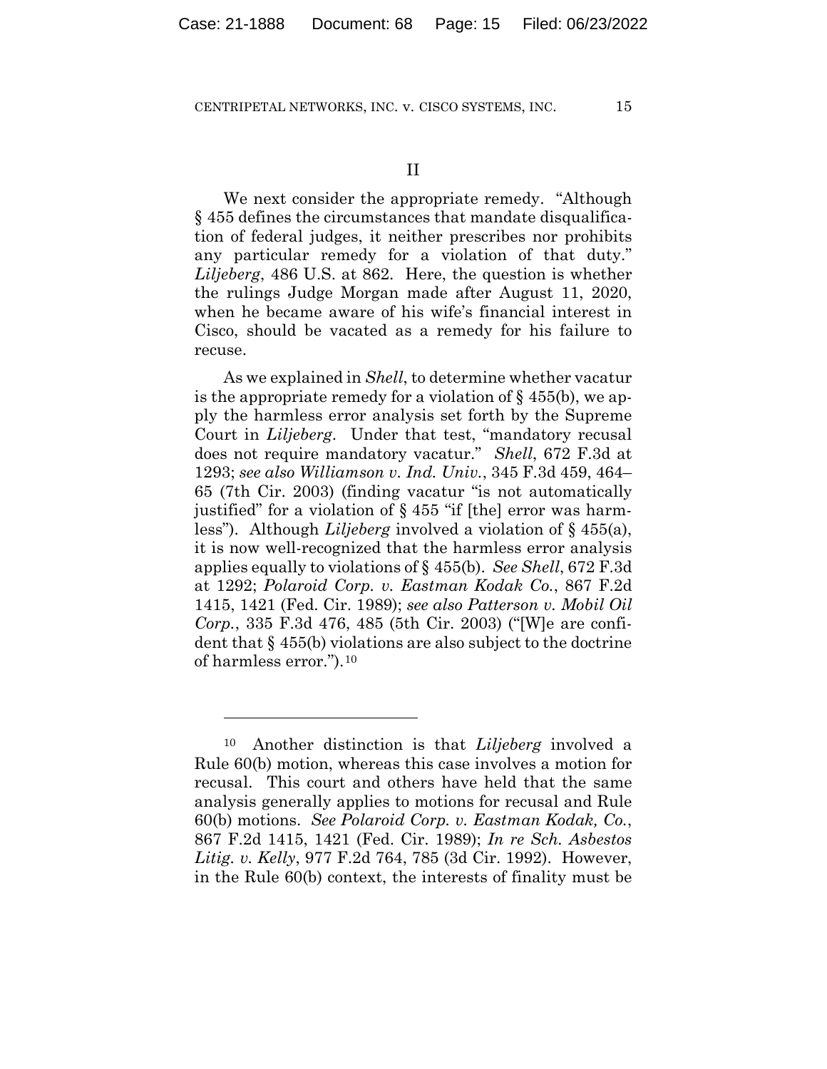## II

We next consider the appropriate remedy. "Although § 455 defines the circumstances that mandate disqualification of federal judges, it neither prescribes nor prohibits any particular remedy for a violation of that duty." *Liljeberg*, 486 U.S. at 862. Here, the question is whether the rulings Judge Morgan made after August 11, 2020, when he became aware of his wife's financial interest in Cisco, should be vacated as a remedy for his failure to recuse.

As we explained in *Shell*, to determine whether vacatur is the appropriate remedy for a violation of § 455(b), we apply the harmless error analysis set forth by the Supreme Court in *Liljeberg*. Under that test, "mandatory recusal does not require mandatory vacatur." *Shell*, 672 F.3d at 1293; *see also Williamson v. Ind. Univ.*, 345 F.3d 459, 464–65 (7th Cir. 2003) (finding vacatur "is not automatically justified" for a violation of § 455 "if [the] error was harmless"). Although *Liljeberg* involved a violation of § 455(a), it is now well-recognized that the harmless error analysis applies equally to violations of § 455(b). *See Shell*, 672 F.3d at 1292; *Polaroid Corp. v. Eastman Kodak Co.*, 867 F.2d 1415, 1421 (Fed. Cir. 1989); *see also Patterson v. Mobil Oil Corp.*, 335 F.3d 476, 485 (5th Cir. 2003) ("[W]e are confident that § 455(b) violations are also subject to the doctrine of harmless error.").[10]

---

[10] Another distinction is that *Liljeberg* involved a Rule 60(b) motion, whereas this case involves a motion for recusal. This court and others have held that the same analysis generally applies to motions for recusal and Rule 60(b) motions. *See Polaroid Corp. v. Eastman Kodak, Co.*, 867 F.2d 1415, 1421 (Fed. Cir. 1989); *In re Sch. Asbestos Litig. v. Kelly*, 977 F.2d 764, 785 (3d Cir. 1992). However, in the Rule 60(b) context, the interests of finality must be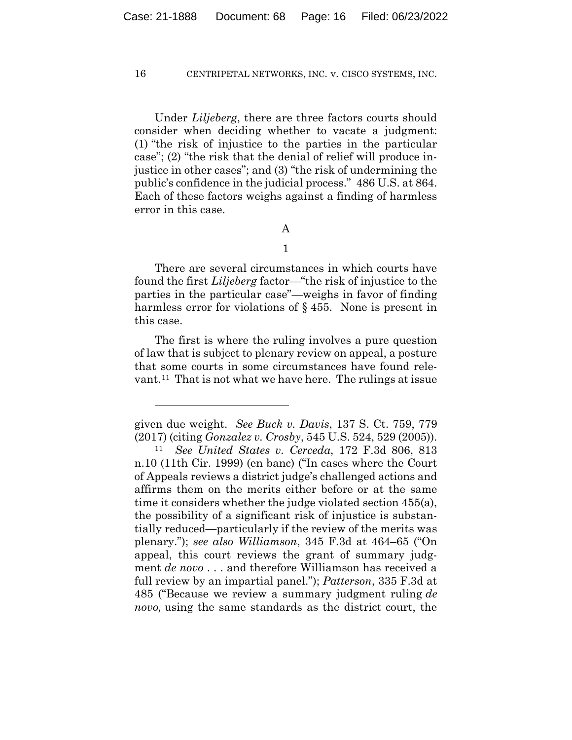Under *Liljeberg*, there are three factors courts should consider when deciding whether to vacate a judgment: (1) "the risk of injustice to the parties in the particular case"; (2) "the risk that the denial of relief will produce injustice in other cases"; and (3) "the risk of undermining the public's confidence in the judicial process." 486 U.S. at 864. Each of these factors weighs against a finding of harmless error in this case.

A

1

There are several circumstances in which courts have found the first *Liljeberg* factor—"the risk of injustice to the parties in the particular case"—weighs in favor of finding harmless error for violations of § 455. None is present in this case.

The first is where the ruling involves a pure question of law that is subject to plenary review on appeal, a posture that some courts in some circumstances have found relevant.[11] That is not what we have here. The rulings at issue

---

given due weight. *See Buck v. Davis*, 137 S. Ct. 759, 779 (2017) (citing *Gonzalez v. Crosby*, 545 U.S. 524, 529 (2005)).

[11] *See United States v. Cerceda*, 172 F.3d 806, 813 n.10 (11th Cir. 1999) (en banc) ("In cases where the Court of Appeals reviews a district judge's challenged actions and affirms them on the merits either before or at the same time it considers whether the judge violated section 455(a), the possibility of a significant risk of injustice is substantially reduced—particularly if the review of the merits was plenary."); *see also Williamson*, 345 F.3d at 464–65 ("On appeal, this court reviews the grant of summary judgment *de novo* . . . and therefore Williamson has received a full review by an impartial panel."); *Patterson*, 335 F.3d at 485 ("Because we review a summary judgment ruling *de novo,* using the same standards as the district court, the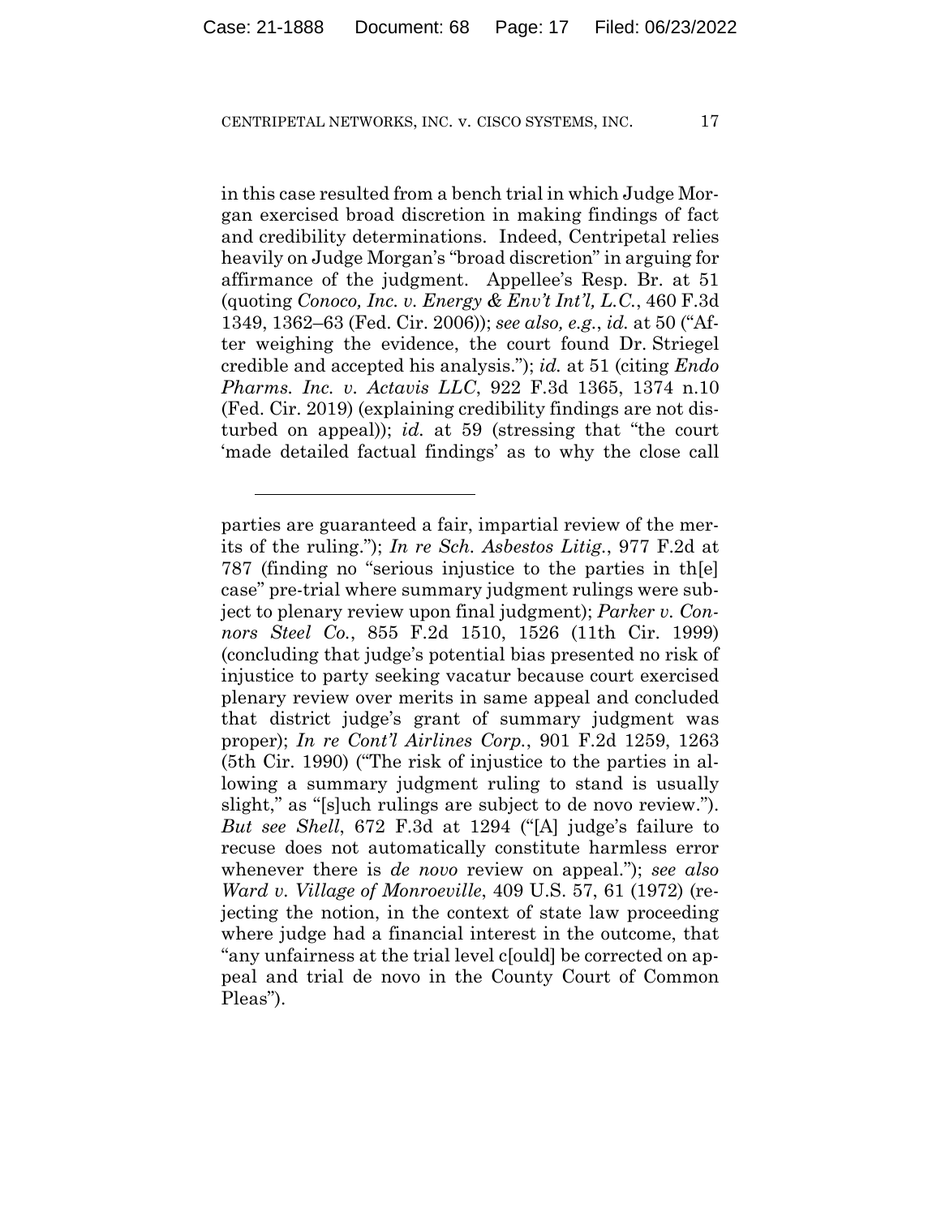in this case resulted from a bench trial in which Judge Morgan exercised broad discretion in making findings of fact and credibility determinations. Indeed, Centripetal relies heavily on Judge Morgan's "broad discretion" in arguing for affirmance of the judgment. Appellee's Resp. Br. at 51 (quoting *Conoco, Inc. v. Energy & Env't Int'l, L.C.*, 460 F.3d 1349, 1362–63 (Fed. Cir. 2006)); *see also, e.g.*, *id.* at 50 ("After weighing the evidence, the court found Dr. Striegel credible and accepted his analysis."); *id.* at 51 (citing *Endo Pharms. Inc. v. Actavis LLC*, 922 F.3d 1365, 1374 n.10 (Fed. Cir. 2019) (explaining credibility findings are not disturbed on appeal)); *id.* at 59 (stressing that "the court 'made detailed factual findings' as to why the close call

---

parties are guaranteed a fair, impartial review of the merits of the ruling."); *In re Sch. Asbestos Litig.*, 977 F.2d at 787 (finding no "serious injustice to the parties in th[e] case" pre-trial where summary judgment rulings were subject to plenary review upon final judgment); *Parker v. Connors Steel Co.*, 855 F.2d 1510, 1526 (11th Cir. 1999) (concluding that judge's potential bias presented no risk of injustice to party seeking vacatur because court exercised plenary review over merits in same appeal and concluded that district judge's grant of summary judgment was proper); *In re Cont'l Airlines Corp.*, 901 F.2d 1259, 1263 (5th Cir. 1990) ("The risk of injustice to the parties in allowing a summary judgment ruling to stand is usually slight," as "[s]uch rulings are subject to de novo review."). *But see Shell*, 672 F.3d at 1294 ("[A] judge's failure to recuse does not automatically constitute harmless error whenever there is *de novo* review on appeal."); *see also Ward v. Village of Monroeville*, 409 U.S. 57, 61 (1972) (rejecting the notion, in the context of state law proceeding where judge had a financial interest in the outcome, that "any unfairness at the trial level c[ould] be corrected on appeal and trial de novo in the County Court of Common Pleas").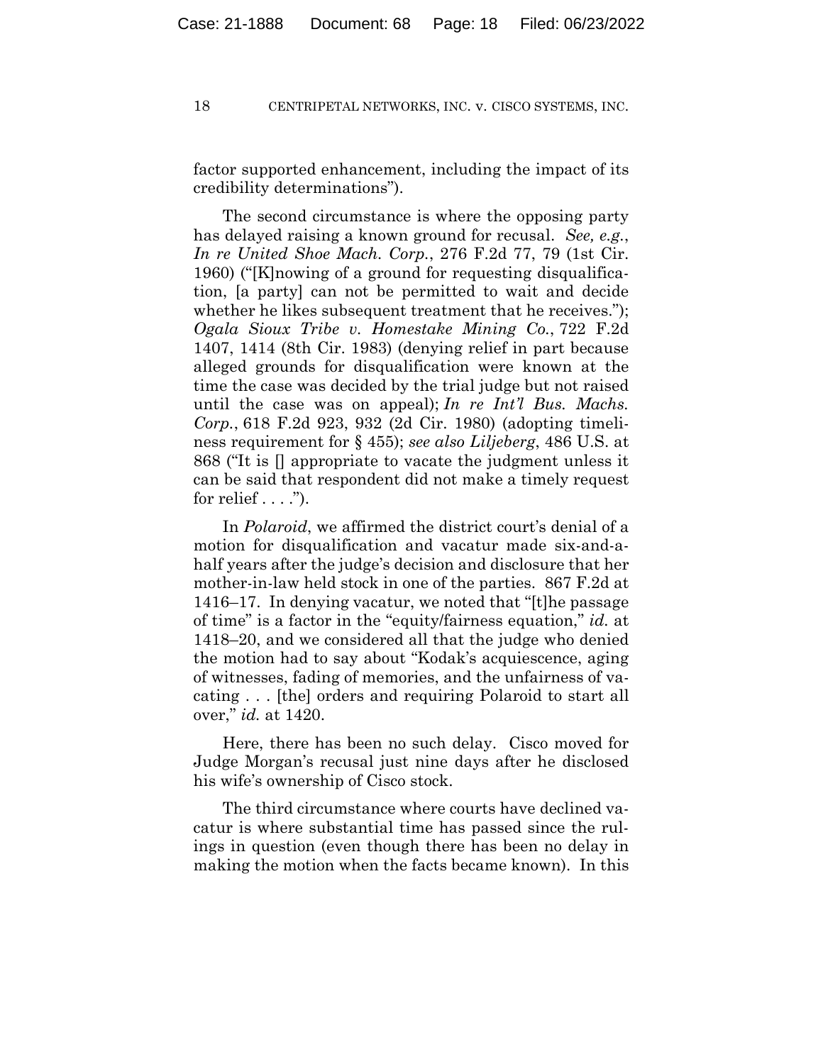factor supported enhancement, including the impact of its credibility determinations").

The second circumstance is where the opposing party has delayed raising a known ground for recusal. *See, e.g.*, *In re United Shoe Mach. Corp.*, 276 F.2d 77, 79 (1st Cir. 1960) ("[K]nowing of a ground for requesting disqualification, [a party] can not be permitted to wait and decide whether he likes subsequent treatment that he receives."); *Ogala Sioux Tribe v. Homestake Mining Co.*, 722 F.2d 1407, 1414 (8th Cir. 1983) (denying relief in part because alleged grounds for disqualification were known at the time the case was decided by the trial judge but not raised until the case was on appeal); *In re Int'l Bus. Machs. Corp.*, 618 F.2d 923, 932 (2d Cir. 1980) (adopting timeliness requirement for § 455); *see also Liljeberg*, 486 U.S. at 868 ("It is [] appropriate to vacate the judgment unless it can be said that respondent did not make a timely request for relief . . . .").

In *Polaroid*, we affirmed the district court's denial of a motion for disqualification and vacatur made six-and-a-half years after the judge's decision and disclosure that her mother-in-law held stock in one of the parties. 867 F.2d at 1416–17. In denying vacatur, we noted that "[t]he passage of time" is a factor in the "equity/fairness equation," *id.* at 1418–20, and we considered all that the judge who denied the motion had to say about "Kodak's acquiescence, aging of witnesses, fading of memories, and the unfairness of vacating . . . [the] orders and requiring Polaroid to start all over," *id.* at 1420.

Here, there has been no such delay. Cisco moved for Judge Morgan's recusal just nine days after he disclosed his wife's ownership of Cisco stock.

The third circumstance where courts have declined vacatur is where substantial time has passed since the rulings in question (even though there has been no delay in making the motion when the facts became known). In this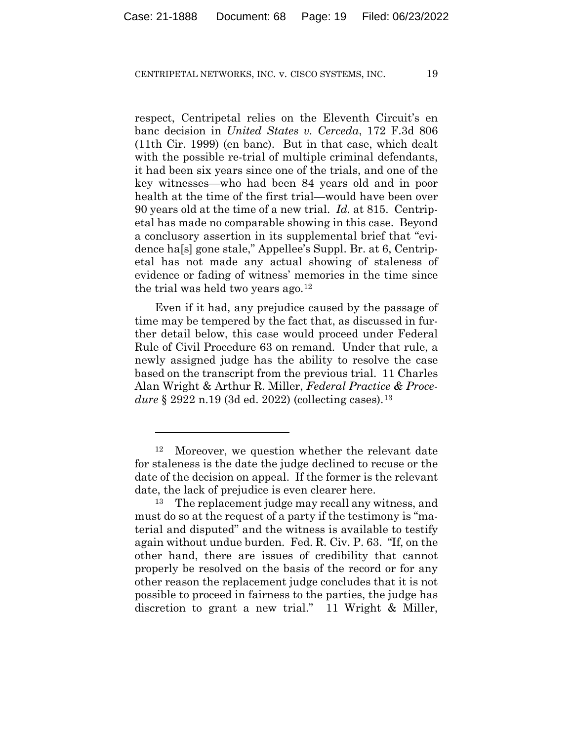respect, Centripetal relies on the Eleventh Circuit's en banc decision in *United States v. Cerceda*, 172 F.3d 806 (11th Cir. 1999) (en banc). But in that case, which dealt with the possible re-trial of multiple criminal defendants, it had been six years since one of the trials, and one of the key witnesses—who had been 84 years old and in poor health at the time of the first trial—would have been over 90 years old at the time of a new trial. *Id.* at 815. Centripetal has made no comparable showing in this case. Beyond a conclusory assertion in its supplemental brief that "evidence ha[s] gone stale," Appellee's Suppl. Br. at 6, Centripetal has not made any actual showing of staleness of evidence or fading of witness' memories in the time since the trial was held two years ago.[12]

Even if it had, any prejudice caused by the passage of time may be tempered by the fact that, as discussed in further detail below, this case would proceed under Federal Rule of Civil Procedure 63 on remand. Under that rule, a newly assigned judge has the ability to resolve the case based on the transcript from the previous trial. 11 Charles Alan Wright & Arthur R. Miller, *Federal Practice & Procedure* § 2922 n.19 (3d ed. 2022) (collecting cases).[13]

---

[12] Moreover, we question whether the relevant date for staleness is the date the judge declined to recuse or the date of the decision on appeal. If the former is the relevant date, the lack of prejudice is even clearer here.

[13] The replacement judge may recall any witness, and must do so at the request of a party if the testimony is "material and disputed" and the witness is available to testify again without undue burden. Fed. R. Civ. P. 63. "If, on the other hand, there are issues of credibility that cannot properly be resolved on the basis of the record or for any other reason the replacement judge concludes that it is not possible to proceed in fairness to the parties, the judge has discretion to grant a new trial." 11 Wright & Miller,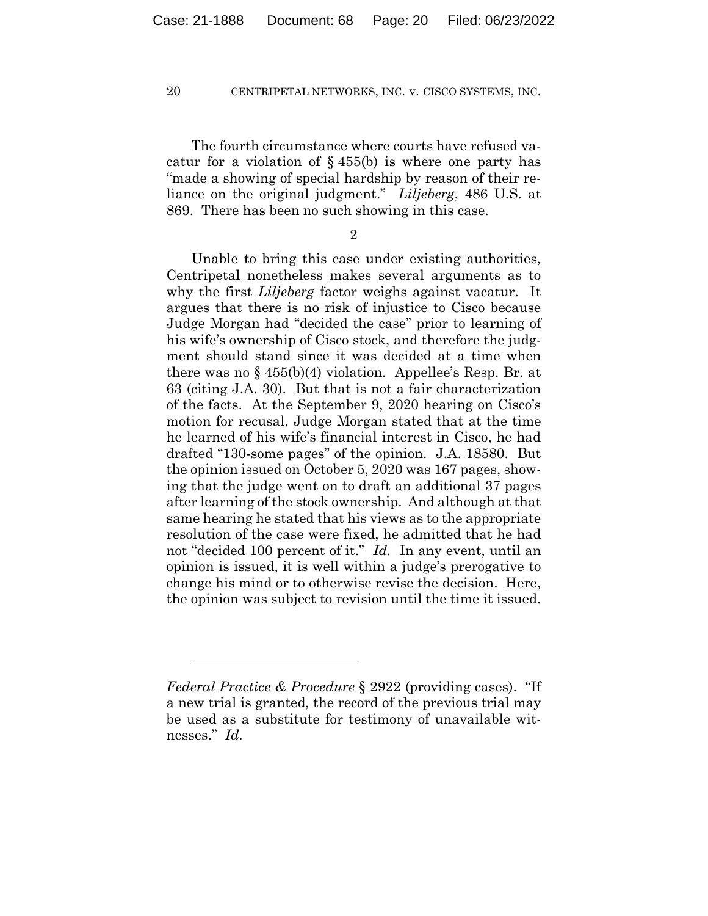The fourth circumstance where courts have refused vacatur for a violation of § 455(b) is where one party has "made a showing of special hardship by reason of their reliance on the original judgment." *Liljeberg*, 486 U.S. at 869. There has been no such showing in this case.

2

Unable to bring this case under existing authorities, Centripetal nonetheless makes several arguments as to why the first *Liljeberg* factor weighs against vacatur. It argues that there is no risk of injustice to Cisco because Judge Morgan had "decided the case" prior to learning of his wife's ownership of Cisco stock, and therefore the judgment should stand since it was decided at a time when there was no § 455(b)(4) violation. Appellee's Resp. Br. at 63 (citing J.A. 30). But that is not a fair characterization of the facts. At the September 9, 2020 hearing on Cisco's motion for recusal, Judge Morgan stated that at the time he learned of his wife's financial interest in Cisco, he had drafted "130-some pages" of the opinion. J.A. 18580. But the opinion issued on October 5, 2020 was 167 pages, showing that the judge went on to draft an additional 37 pages after learning of the stock ownership. And although at that same hearing he stated that his views as to the appropriate resolution of the case were fixed, he admitted that he had not "decided 100 percent of it." *Id.* In any event, until an opinion is issued, it is well within a judge's prerogative to change his mind or to otherwise revise the decision. Here, the opinion was subject to revision until the time it issued.

---

*Federal Practice & Procedure* § 2922 (providing cases). "If a new trial is granted, the record of the previous trial may be used as a substitute for testimony of unavailable witnesses." *Id.*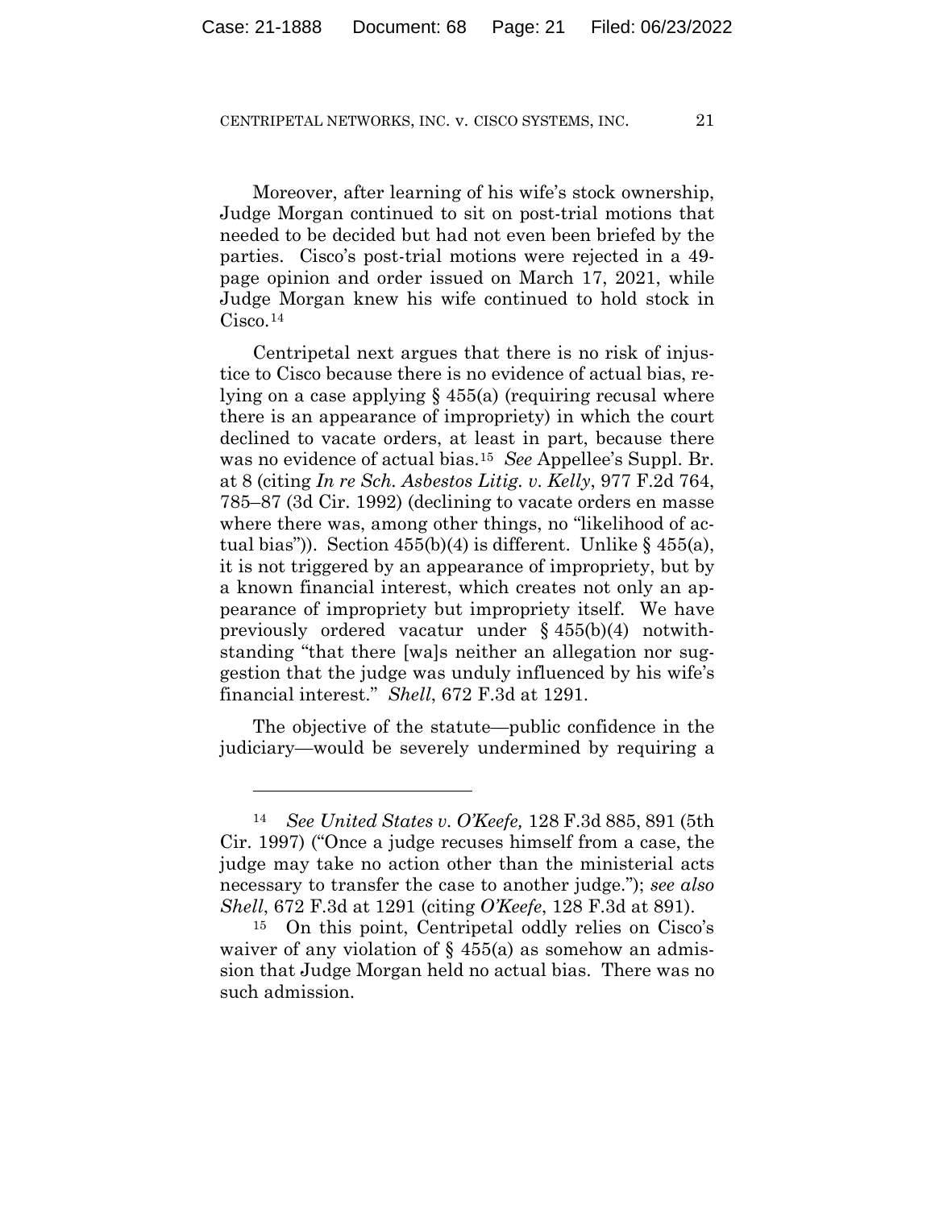Moreover, after learning of his wife's stock ownership, Judge Morgan continued to sit on post-trial motions that needed to be decided but had not even been briefed by the parties. Cisco's post-trial motions were rejected in a 49-page opinion and order issued on March 17, 2021, while Judge Morgan knew his wife continued to hold stock in Cisco.[14]

Centripetal next argues that there is no risk of injustice to Cisco because there is no evidence of actual bias, relying on a case applying § 455(a) (requiring recusal where there is an appearance of impropriety) in which the court declined to vacate orders, at least in part, because there was no evidence of actual bias.[15] *See* Appellee's Suppl. Br. at 8 (citing *In re Sch. Asbestos Litig. v. Kelly*, 977 F.2d 764, 785–87 (3d Cir. 1992) (declining to vacate orders en masse where there was, among other things, no "likelihood of actual bias")). Section 455(b)(4) is different. Unlike § 455(a), it is not triggered by an appearance of impropriety, but by a known financial interest, which creates not only an appearance of impropriety but impropriety itself. We have previously ordered vacatur under § 455(b)(4) notwithstanding "that there [wa]s neither an allegation nor suggestion that the judge was unduly influenced by his wife's financial interest." *Shell*, 672 F.3d at 1291.

The objective of the statute—public confidence in the judiciary—would be severely undermined by requiring a

---

[14] *See United States v. O'Keefe,* 128 F.3d 885, 891 (5th Cir. 1997) ("Once a judge recuses himself from a case, the judge may take no action other than the ministerial acts necessary to transfer the case to another judge."); *see also Shell*, 672 F.3d at 1291 (citing *O'Keefe*, 128 F.3d at 891).

[15] On this point, Centripetal oddly relies on Cisco's waiver of any violation of § 455(a) as somehow an admission that Judge Morgan held no actual bias. There was no such admission.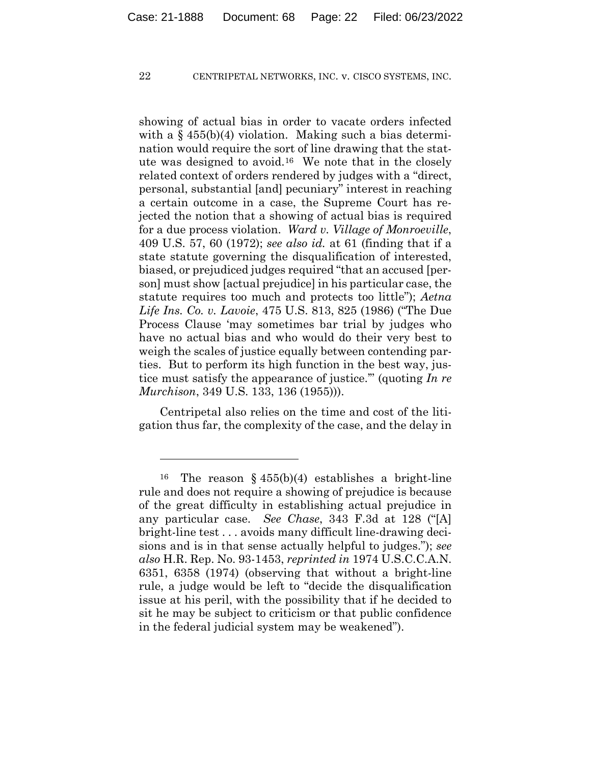showing of actual bias in order to vacate orders infected with a § 455(b)(4) violation. Making such a bias determination would require the sort of line drawing that the statute was designed to avoid.[16] We note that in the closely related context of orders rendered by judges with a "direct, personal, substantial [and] pecuniary" interest in reaching a certain outcome in a case, the Supreme Court has rejected the notion that a showing of actual bias is required for a due process violation. *Ward v. Village of Monroeville*, 409 U.S. 57, 60 (1972); *see also id.* at 61 (finding that if a state statute governing the disqualification of interested, biased, or prejudiced judges required "that an accused [person] must show [actual prejudice] in his particular case, the statute requires too much and protects too little"); *Aetna Life Ins. Co. v. Lavoie*, 475 U.S. 813, 825 (1986) ("The Due Process Clause 'may sometimes bar trial by judges who have no actual bias and who would do their very best to weigh the scales of justice equally between contending parties. But to perform its high function in the best way, justice must satisfy the appearance of justice.'" (quoting *In re Murchison*, 349 U.S. 133, 136 (1955))).

Centripetal also relies on the time and cost of the litigation thus far, the complexity of the case, and the delay in

---

[16] The reason § 455(b)(4) establishes a bright-line rule and does not require a showing of prejudice is because of the great difficulty in establishing actual prejudice in any particular case. *See Chase*, 343 F.3d at 128 ("[A] bright-line test . . . avoids many difficult line-drawing decisions and is in that sense actually helpful to judges."); *see also* H.R. Rep. No. 93-1453, *reprinted in* 1974 U.S.C.C.A.N. 6351, 6358 (1974) (observing that without a bright-line rule, a judge would be left to "decide the disqualification issue at his peril, with the possibility that if he decided to sit he may be subject to criticism or that public confidence in the federal judicial system may be weakened").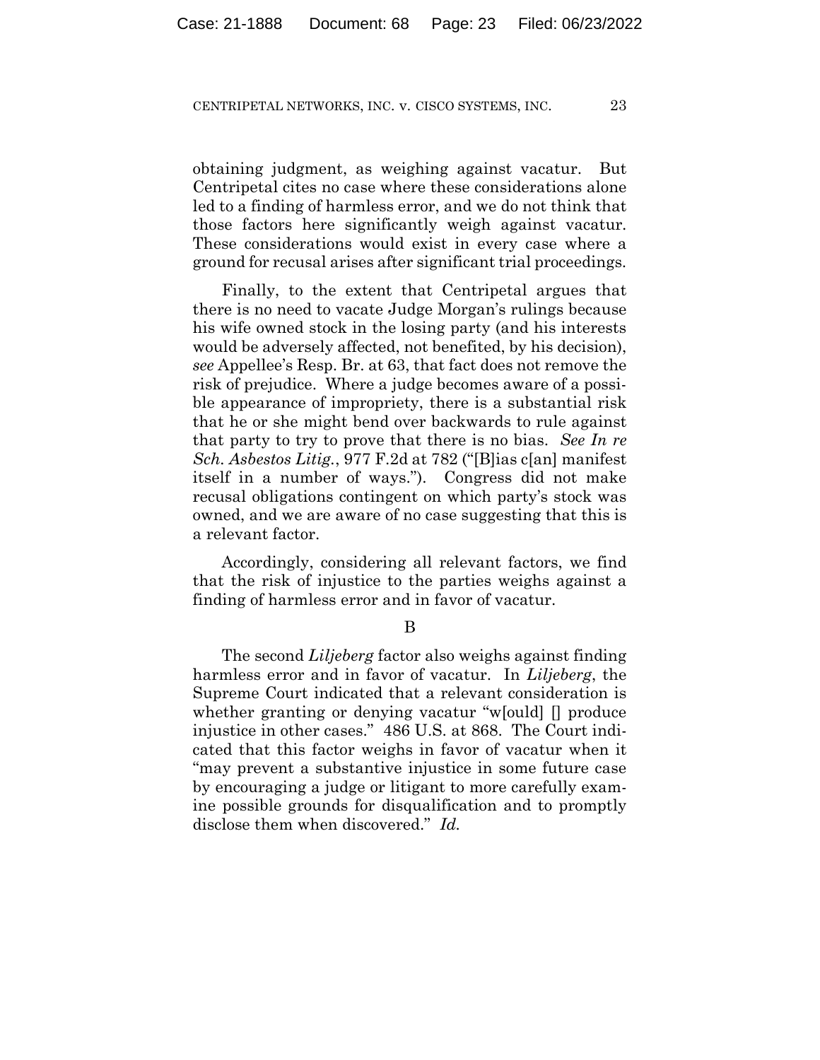obtaining judgment, as weighing against vacatur. But Centripetal cites no case where these considerations alone led to a finding of harmless error, and we do not think that those factors here significantly weigh against vacatur. These considerations would exist in every case where a ground for recusal arises after significant trial proceedings.

Finally, to the extent that Centripetal argues that there is no need to vacate Judge Morgan's rulings because his wife owned stock in the losing party (and his interests would be adversely affected, not benefited, by his decision), *see* Appellee's Resp. Br. at 63, that fact does not remove the risk of prejudice. Where a judge becomes aware of a possible appearance of impropriety, there is a substantial risk that he or she might bend over backwards to rule against that party to try to prove that there is no bias. *See In re Sch. Asbestos Litig.*, 977 F.2d at 782 ("[B]ias c[an] manifest itself in a number of ways."). Congress did not make recusal obligations contingent on which party's stock was owned, and we are aware of no case suggesting that this is a relevant factor.

Accordingly, considering all relevant factors, we find that the risk of injustice to the parties weighs against a finding of harmless error and in favor of vacatur.

B

The second *Liljeberg* factor also weighs against finding harmless error and in favor of vacatur. In *Liljeberg*, the Supreme Court indicated that a relevant consideration is whether granting or denying vacatur "w[ould] [] produce injustice in other cases." 486 U.S. at 868. The Court indicated that this factor weighs in favor of vacatur when it "may prevent a substantive injustice in some future case by encouraging a judge or litigant to more carefully examine possible grounds for disqualification and to promptly disclose them when discovered." *Id.*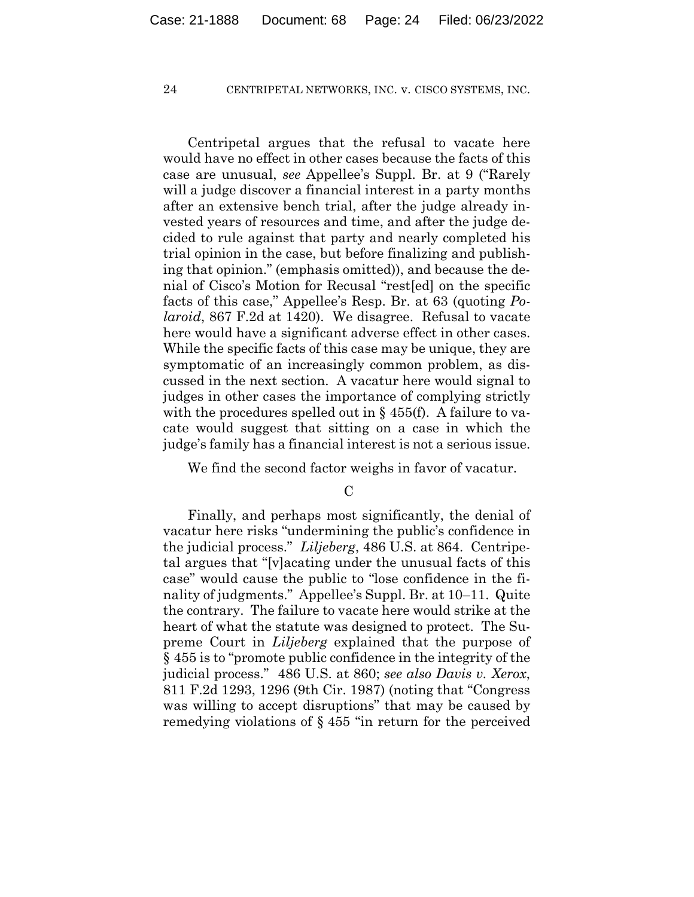Centripetal argues that the refusal to vacate here would have no effect in other cases because the facts of this case are unusual, *see* Appellee's Suppl. Br. at 9 ("Rarely will a judge discover a financial interest in a party months after an extensive bench trial, after the judge already invested years of resources and time, and after the judge decided to rule against that party and nearly completed his trial opinion in the case, but before finalizing and publishing that opinion." (emphasis omitted)), and because the denial of Cisco's Motion for Recusal "rest[ed] on the specific facts of this case," Appellee's Resp. Br. at 63 (quoting *Polaroid*, 867 F.2d at 1420). We disagree. Refusal to vacate here would have a significant adverse effect in other cases. While the specific facts of this case may be unique, they are symptomatic of an increasingly common problem, as discussed in the next section. A vacatur here would signal to judges in other cases the importance of complying strictly with the procedures spelled out in § 455(f). A failure to vacate would suggest that sitting on a case in which the judge's family has a financial interest is not a serious issue.

We find the second factor weighs in favor of vacatur.

C

Finally, and perhaps most significantly, the denial of vacatur here risks "undermining the public's confidence in the judicial process." *Liljeberg*, 486 U.S. at 864. Centripetal argues that "[v]acating under the unusual facts of this case" would cause the public to "lose confidence in the finality of judgments." Appellee's Suppl. Br. at 10–11. Quite the contrary. The failure to vacate here would strike at the heart of what the statute was designed to protect. The Supreme Court in *Liljeberg* explained that the purpose of § 455 is to "promote public confidence in the integrity of the judicial process." 486 U.S. at 860; *see also Davis v. Xerox*, 811 F.2d 1293, 1296 (9th Cir. 1987) (noting that "Congress was willing to accept disruptions" that may be caused by remedying violations of § 455 "in return for the perceived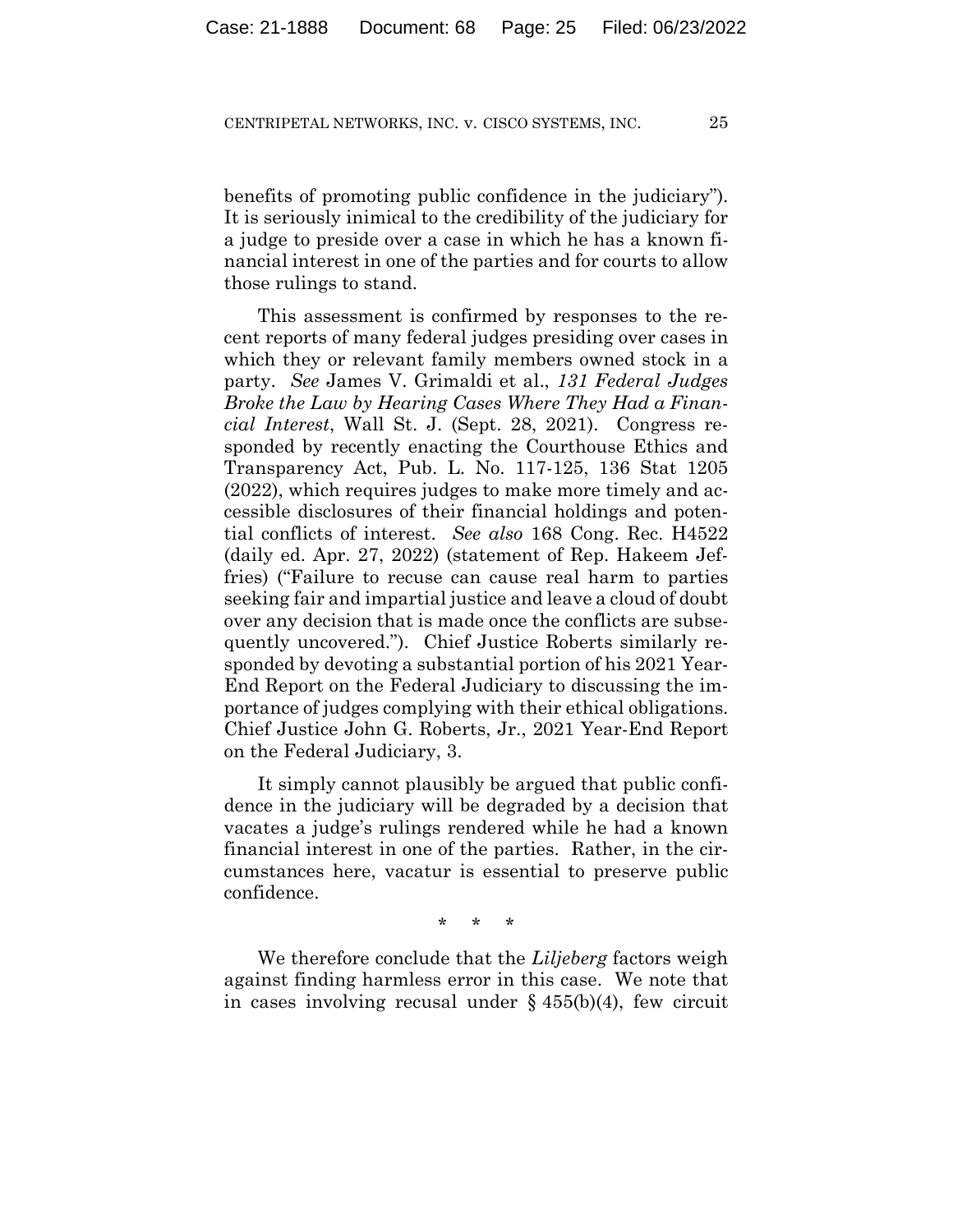benefits of promoting public confidence in the judiciary"). It is seriously inimical to the credibility of the judiciary for a judge to preside over a case in which he has a known financial interest in one of the parties and for courts to allow those rulings to stand.

This assessment is confirmed by responses to the recent reports of many federal judges presiding over cases in which they or relevant family members owned stock in a party. *See* James V. Grimaldi et al., *131 Federal Judges Broke the Law by Hearing Cases Where They Had a Financial Interest*, Wall St. J. (Sept. 28, 2021). Congress responded by recently enacting the Courthouse Ethics and Transparency Act, Pub. L. No. 117-125, 136 Stat 1205 (2022), which requires judges to make more timely and accessible disclosures of their financial holdings and potential conflicts of interest. *See also* 168 Cong. Rec. H4522 (daily ed. Apr. 27, 2022) (statement of Rep. Hakeem Jeffries) ("Failure to recuse can cause real harm to parties seeking fair and impartial justice and leave a cloud of doubt over any decision that is made once the conflicts are subsequently uncovered."). Chief Justice Roberts similarly responded by devoting a substantial portion of his 2021 Year-End Report on the Federal Judiciary to discussing the importance of judges complying with their ethical obligations. Chief Justice John G. Roberts, Jr., 2021 Year-End Report on the Federal Judiciary, 3.

It simply cannot plausibly be argued that public confidence in the judiciary will be degraded by a decision that vacates a judge's rulings rendered while he had a known financial interest in one of the parties. Rather, in the circumstances here, vacatur is essential to preserve public confidence.

\* \* \*

We therefore conclude that the *Liljeberg* factors weigh against finding harmless error in this case. We note that in cases involving recusal under § 455(b)(4), few circuit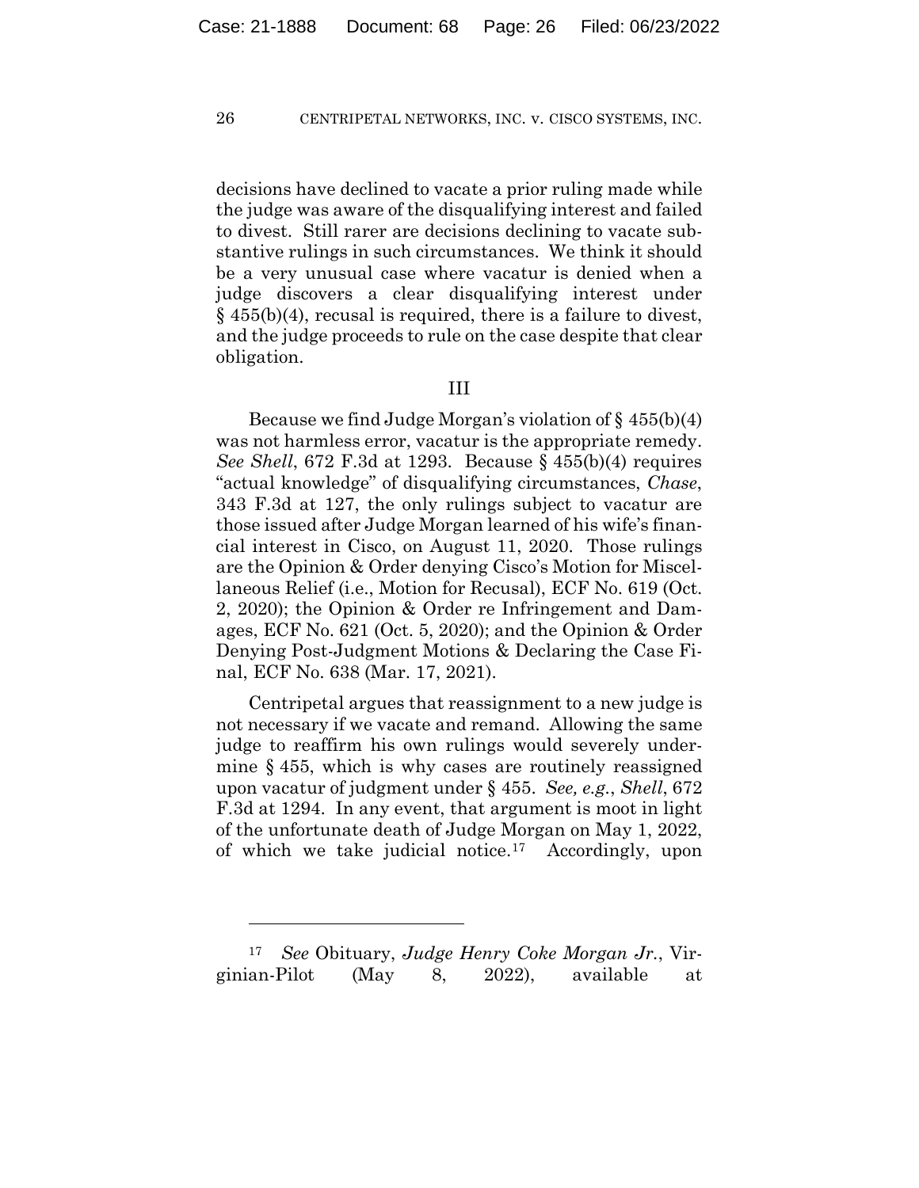decisions have declined to vacate a prior ruling made while the judge was aware of the disqualifying interest and failed to divest. Still rarer are decisions declining to vacate substantive rulings in such circumstances. We think it should be a very unusual case where vacatur is denied when a judge discovers a clear disqualifying interest under § 455(b)(4), recusal is required, there is a failure to divest, and the judge proceeds to rule on the case despite that clear obligation.

## III

Because we find Judge Morgan's violation of § 455(b)(4) was not harmless error, vacatur is the appropriate remedy. *See Shell*, 672 F.3d at 1293. Because § 455(b)(4) requires "actual knowledge" of disqualifying circumstances, *Chase*, 343 F.3d at 127, the only rulings subject to vacatur are those issued after Judge Morgan learned of his wife's financial interest in Cisco, on August 11, 2020. Those rulings are the Opinion & Order denying Cisco's Motion for Miscellaneous Relief (i.e., Motion for Recusal), ECF No. 619 (Oct. 2, 2020); the Opinion & Order re Infringement and Damages, ECF No. 621 (Oct. 5, 2020); and the Opinion & Order Denying Post-Judgment Motions & Declaring the Case Final, ECF No. 638 (Mar. 17, 2021).

Centripetal argues that reassignment to a new judge is not necessary if we vacate and remand. Allowing the same judge to reaffirm his own rulings would severely undermine § 455, which is why cases are routinely reassigned upon vacatur of judgment under § 455. *See, e.g.*, *Shell*, 672 F.3d at 1294. In any event, that argument is moot in light of the unfortunate death of Judge Morgan on May 1, 2022, of which we take judicial notice.[17] Accordingly, upon

---

[17] *See* Obituary, *Judge Henry Coke Morgan Jr.*, Virginian-Pilot (May 8, 2022), available at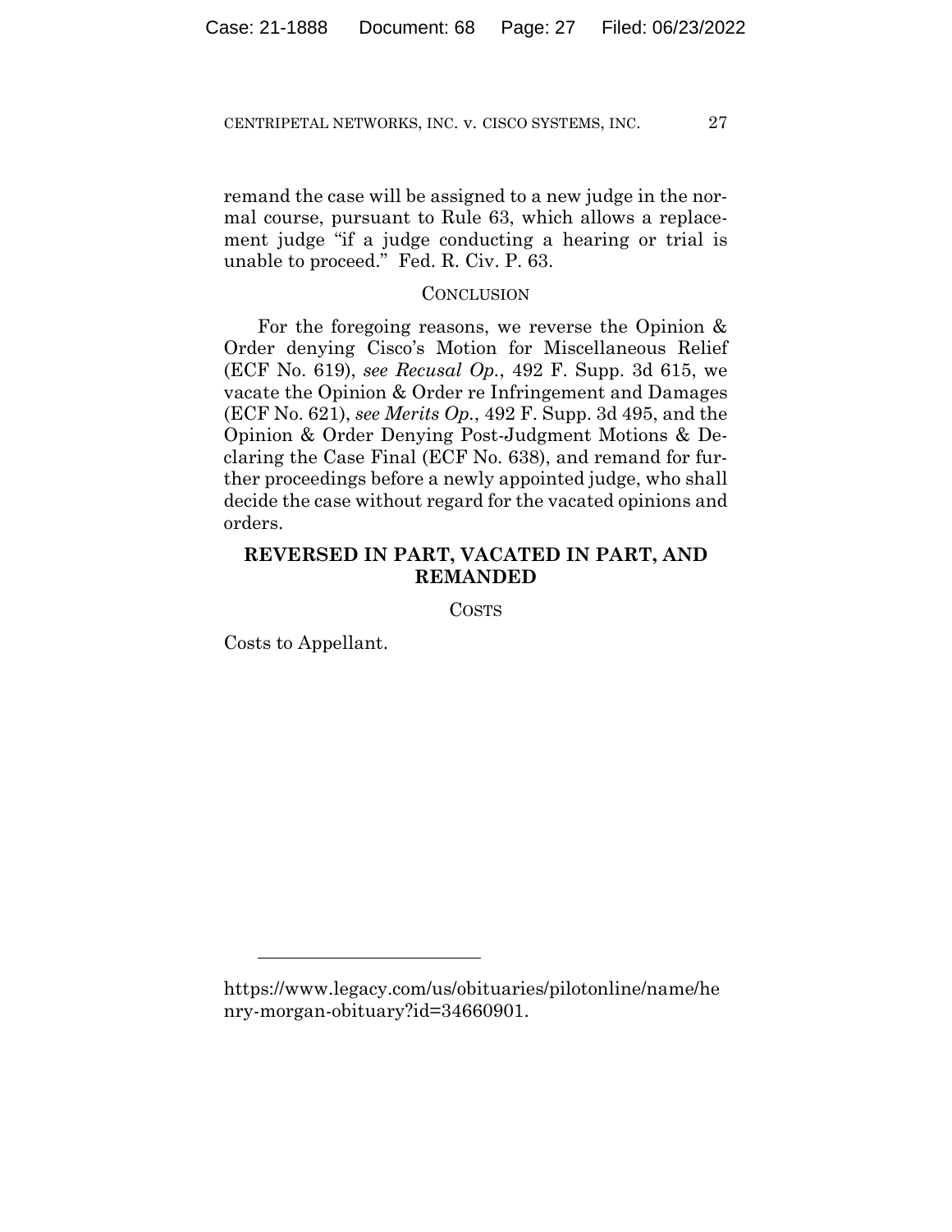remand the case will be assigned to a new judge in the normal course, pursuant to Rule 63, which allows a replacement judge "if a judge conducting a hearing or trial is unable to proceed." Fed. R. Civ. P. 63.

## CONCLUSION

For the foregoing reasons, we reverse the Opinion & Order denying Cisco's Motion for Miscellaneous Relief (ECF No. 619), *see Recusal Op.*, 492 F. Supp. 3d 615, we vacate the Opinion & Order re Infringement and Damages (ECF No. 621), *see Merits Op.*, 492 F. Supp. 3d 495, and the Opinion & Order Denying Post-Judgment Motions & Declaring the Case Final (ECF No. 638), and remand for further proceedings before a newly appointed judge, who shall decide the case without regard for the vacated opinions and orders.

**REVERSED IN PART, VACATED IN PART, AND REMANDED**

COSTS

Costs to Appellant.

---

https://www.legacy.com/us/obituaries/pilotonline/name/henry-morgan-obituary?id=34660901.